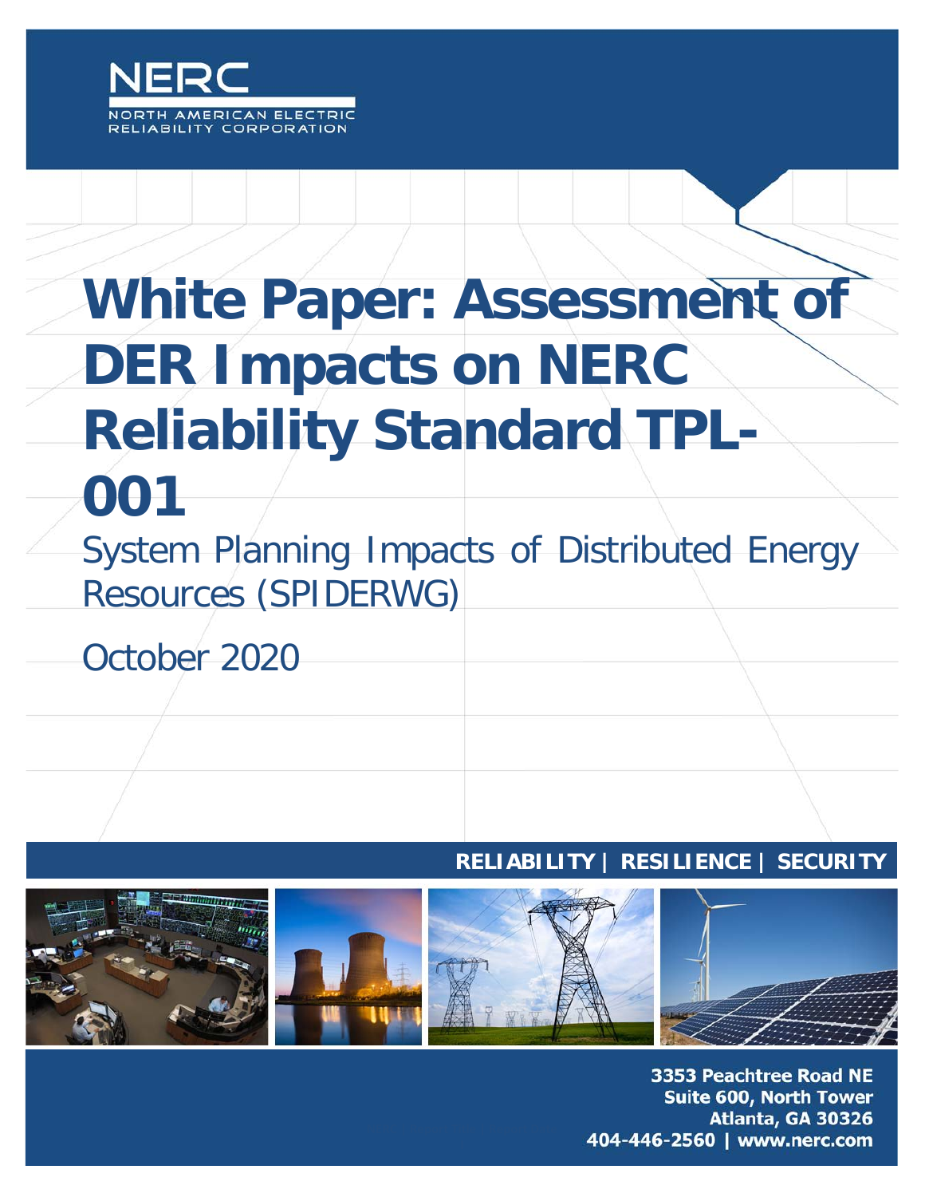NERC

NORTH AMERICAN ELECTRIC RELIABILITY CORPORATION

# White Paper: Assessment of DER Impacts on NERC Reliability Standard TPL-001

System Planning Impacts of Distributed Energy Resources (SPIDERWG)

October 2020

RELIABILITY | RESILIENCE | SECURITY

3353 Peachtree Road NE
Suite 600, North Tower
Atlanta, GA 30326
404-446-2560 | www.nerc.com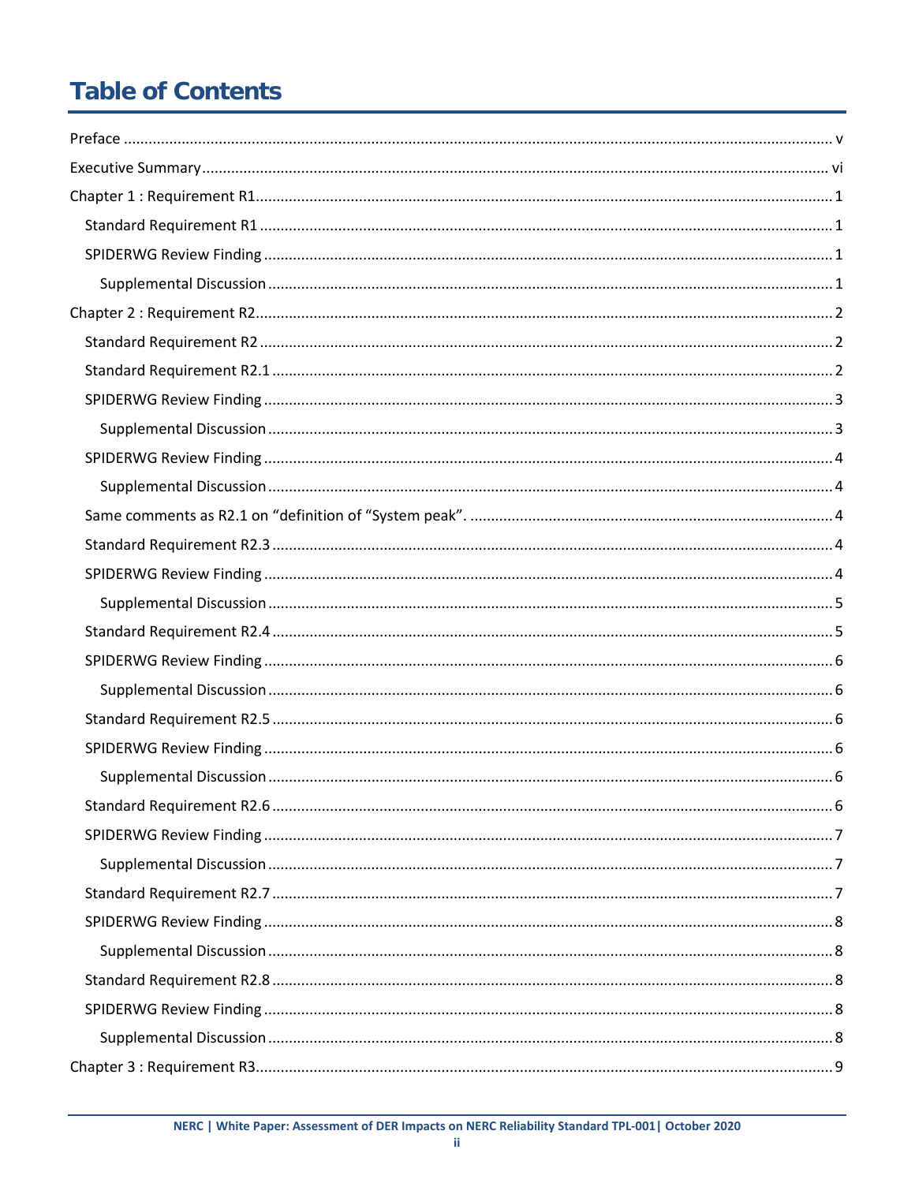# Table of Contents

Preface ..... v

Executive Summary ..... vi

Chapter 1 : Requirement R1 ..... 1

- Standard Requirement R1 ..... 1
- SPIDERWG Review Finding ..... 1
  - Supplemental Discussion ..... 1

Chapter 2 : Requirement R2 ..... 2

- Standard Requirement R2 ..... 2
- Standard Requirement R2.1 ..... 2
- SPIDERWG Review Finding ..... 3
  - Supplemental Discussion ..... 3
- SPIDERWG Review Finding ..... 4
  - Supplemental Discussion ..... 4
- Same comments as R2.1 on "definition of "System peak". ..... 4
- Standard Requirement R2.3 ..... 4
- SPIDERWG Review Finding ..... 4
  - Supplemental Discussion ..... 5
- Standard Requirement R2.4 ..... 5
- SPIDERWG Review Finding ..... 6
  - Supplemental Discussion ..... 6
- Standard Requirement R2.5 ..... 6
- SPIDERWG Review Finding ..... 6
  - Supplemental Discussion ..... 6
- Standard Requirement R2.6 ..... 6
- SPIDERWG Review Finding ..... 7
  - Supplemental Discussion ..... 7
- Standard Requirement R2.7 ..... 7
- SPIDERWG Review Finding ..... 8
  - Supplemental Discussion ..... 8
- Standard Requirement R2.8 ..... 8
- SPIDERWG Review Finding ..... 8
  - Supplemental Discussion ..... 8

Chapter 3 : Requirement R3 ..... 9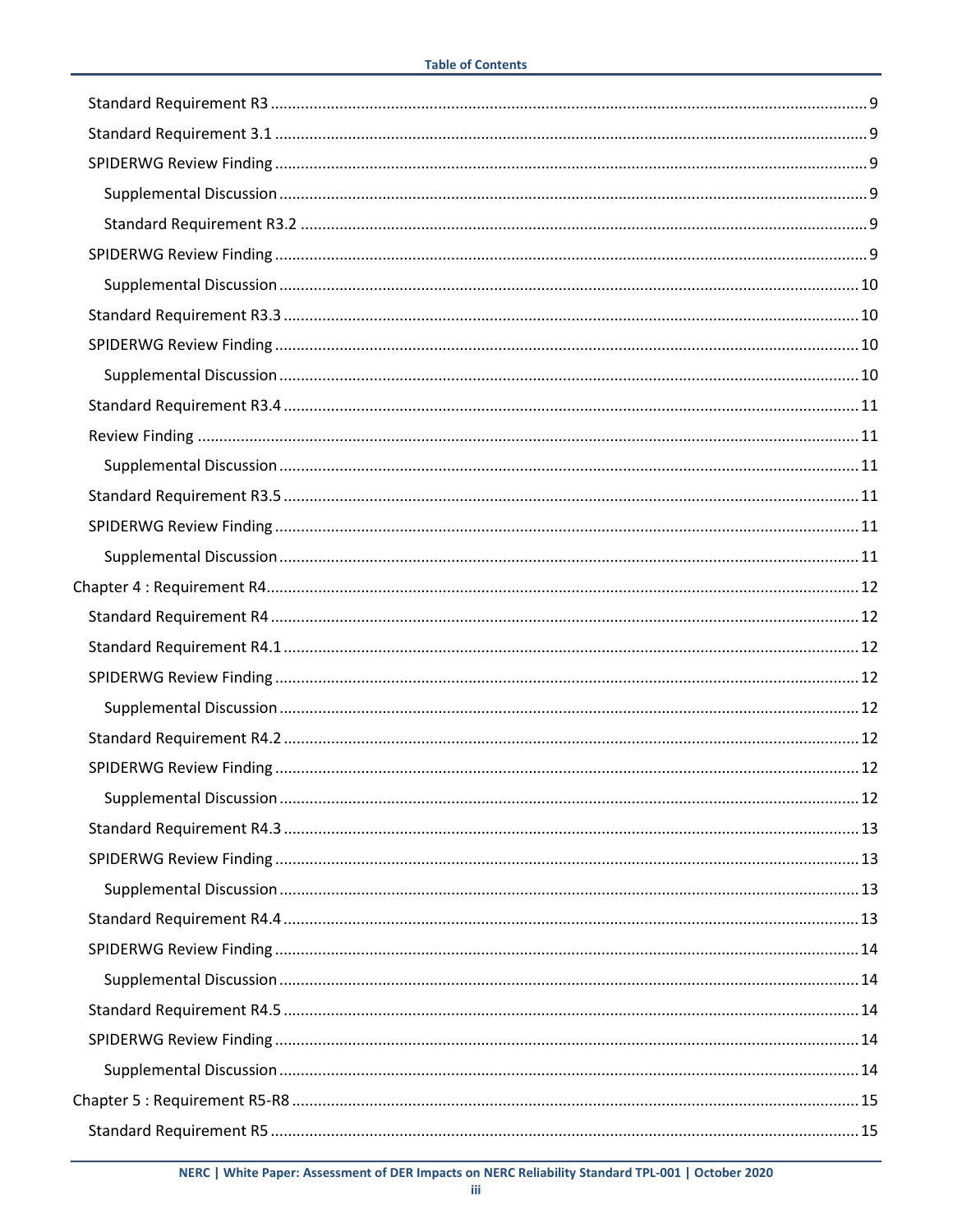Standard Requirement R3 ........ 9

Standard Requirement 3.1 ........ 9

SPIDERWG Review Finding ........ 9

Supplemental Discussion ........ 9

Standard Requirement R3.2 ........ 9

SPIDERWG Review Finding ........ 9

Supplemental Discussion ........ 10

Standard Requirement R3.3 ........ 10

SPIDERWG Review Finding ........ 10

Supplemental Discussion ........ 10

Standard Requirement R3.4 ........ 11

Review Finding ........ 11

Supplemental Discussion ........ 11

Standard Requirement R3.5 ........ 11

SPIDERWG Review Finding ........ 11

Supplemental Discussion ........ 11

Chapter 4 : Requirement R4 ........ 12

Standard Requirement R4 ........ 12

Standard Requirement R4.1 ........ 12

SPIDERWG Review Finding ........ 12

Supplemental Discussion ........ 12

Standard Requirement R4.2 ........ 12

SPIDERWG Review Finding ........ 12

Supplemental Discussion ........ 12

Standard Requirement R4.3 ........ 13

SPIDERWG Review Finding ........ 13

Supplemental Discussion ........ 13

Standard Requirement R4.4 ........ 13

SPIDERWG Review Finding ........ 14

Supplemental Discussion ........ 14

Standard Requirement R4.5 ........ 14

SPIDERWG Review Finding ........ 14

Supplemental Discussion ........ 14

Chapter 5 : Requirement R5-R8 ........ 15

Standard Requirement R5 ........ 15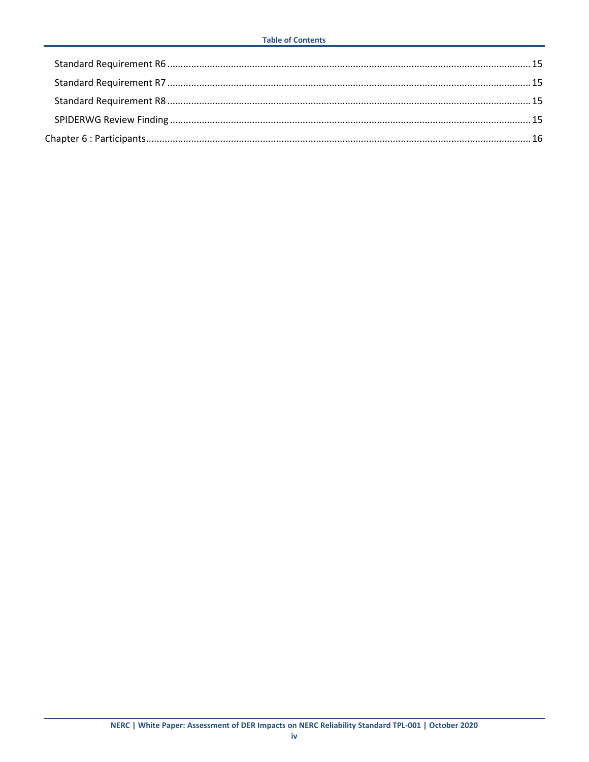Standard Requirement R6 ........ 15

Standard Requirement R7 ........ 15

Standard Requirement R8 ........ 15

SPIDERWG Review Finding ........ 15

Chapter 6 : Participants ........ 16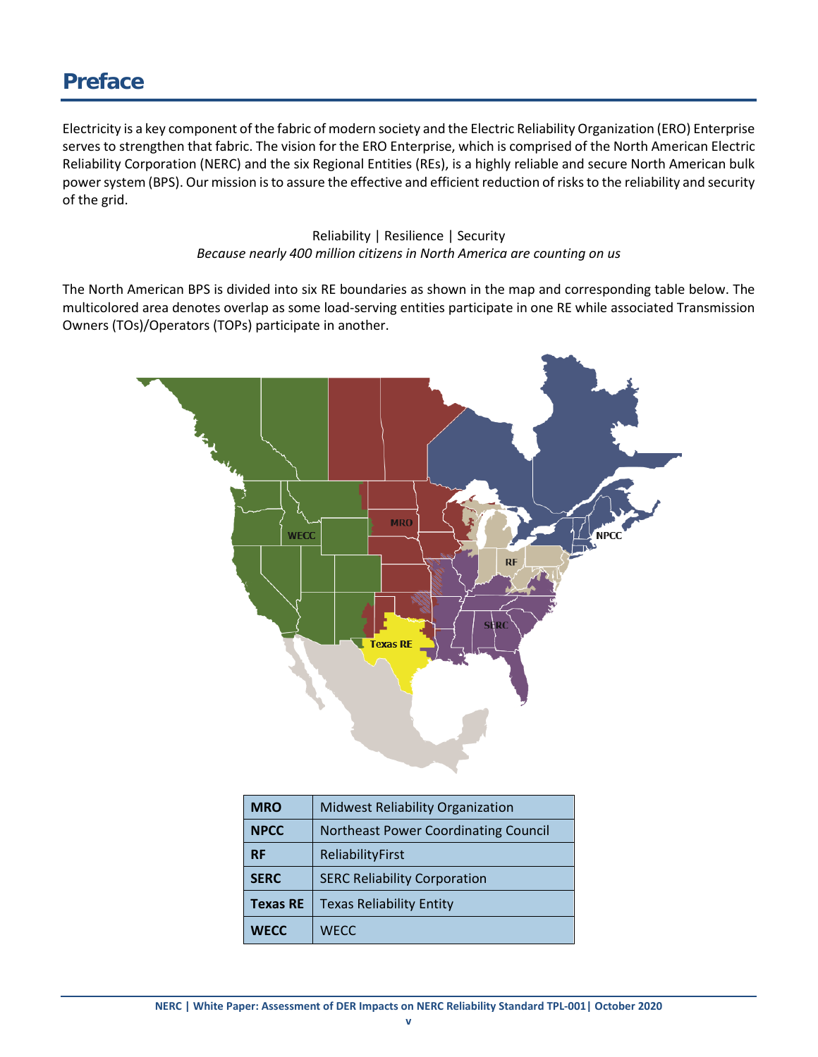# Preface

Electricity is a key component of the fabric of modern society and the Electric Reliability Organization (ERO) Enterprise serves to strengthen that fabric. The vision for the ERO Enterprise, which is comprised of the North American Electric Reliability Corporation (NERC) and the six Regional Entities (REs), is a highly reliable and secure North American bulk power system (BPS). Our mission is to assure the effective and efficient reduction of risks to the reliability and security of the grid.

Reliability | Resilience | Security
*Because nearly 400 million citizens in North America are counting on us*

The North American BPS is divided into six RE boundaries as shown in the map and corresponding table below. The multicolored area denotes overlap as some load-serving entities participate in one RE while associated Transmission Owners (TOs)/Operators (TOPs) participate in another.

| | |
|---|---|
| **MRO** | Midwest Reliability Organization |
| **NPCC** | Northeast Power Coordinating Council |
| **RF** | ReliabilityFirst |
| **SERC** | SERC Reliability Corporation |
| **Texas RE** | Texas Reliability Entity |
| **WECC** | WECC |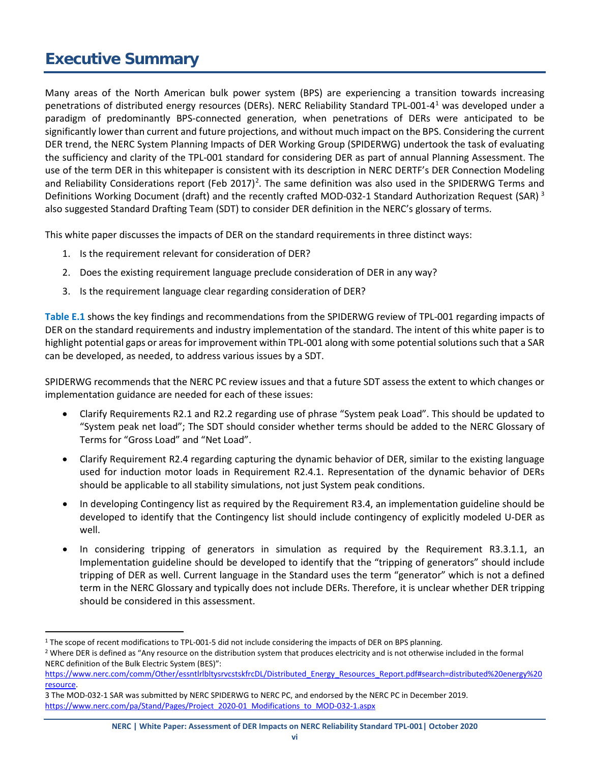# Executive Summary

Many areas of the North American bulk power system (BPS) are experiencing a transition towards increasing penetrations of distributed energy resources (DERs). NERC Reliability Standard TPL-001-4[1] was developed under a paradigm of predominantly BPS-connected generation, when penetrations of DERs were anticipated to be significantly lower than current and future projections, and without much impact on the BPS. Considering the current DER trend, the NERC System Planning Impacts of DER Working Group (SPIDERWG) undertook the task of evaluating the sufficiency and clarity of the TPL-001 standard for considering DER as part of annual Planning Assessment. The use of the term DER in this whitepaper is consistent with its description in NERC DERTF's DER Connection Modeling and Reliability Considerations report (Feb 2017)[2]. The same definition was also used in the SPIDERWG Terms and Definitions Working Document (draft) and the recently crafted MOD-032-1 Standard Authorization Request (SAR) [3] also suggested Standard Drafting Team (SDT) to consider DER definition in the NERC's glossary of terms.

This white paper discusses the impacts of DER on the standard requirements in three distinct ways:

1. Is the requirement relevant for consideration of DER?
2. Does the existing requirement language preclude consideration of DER in any way?
3. Is the requirement language clear regarding consideration of DER?

**Table E.1** shows the key findings and recommendations from the SPIDERWG review of TPL-001 regarding impacts of DER on the standard requirements and industry implementation of the standard. The intent of this white paper is to highlight potential gaps or areas for improvement within TPL-001 along with some potential solutions such that a SAR can be developed, as needed, to address various issues by a SDT.

SPIDERWG recommends that the NERC PC review issues and that a future SDT assess the extent to which changes or implementation guidance are needed for each of these issues:

- Clarify Requirements R2.1 and R2.2 regarding use of phrase "System peak Load". This should be updated to "System peak net load"; The SDT should consider whether terms should be added to the NERC Glossary of Terms for "Gross Load" and "Net Load".
- Clarify Requirement R2.4 regarding capturing the dynamic behavior of DER, similar to the existing language used for induction motor loads in Requirement R2.4.1. Representation of the dynamic behavior of DERs should be applicable to all stability simulations, not just System peak conditions.
- In developing Contingency list as required by the Requirement R3.4, an implementation guideline should be developed to identify that the Contingency list should include contingency of explicitly modeled U-DER as well.
- In considering tripping of generators in simulation as required by the Requirement R3.3.1.1, an Implementation guideline should be developed to identify that the "tripping of generators" should include tripping of DER as well. Current language in the Standard uses the term "generator" which is not a defined term in the NERC Glossary and typically does not include DERs. Therefore, it is unclear whether DER tripping should be considered in this assessment.

---

[1] The scope of recent modifications to TPL-001-5 did not include considering the impacts of DER on BPS planning.

[2] Where DER is defined as "Any resource on the distribution system that produces electricity and is not otherwise included in the formal NERC definition of the Bulk Electric System (BES)": https://www.nerc.com/comm/Other/essntlrlbltysrvcstskfrcDL/Distributed_Energy_Resources_Report.pdf#search=distributed%20energy%20resource.

[3] The MOD-032-1 SAR was submitted by NERC SPIDERWG to NERC PC, and endorsed by the NERC PC in December 2019. https://www.nerc.com/pa/Stand/Pages/Project_2020-01_Modifications_to_MOD-032-1.aspx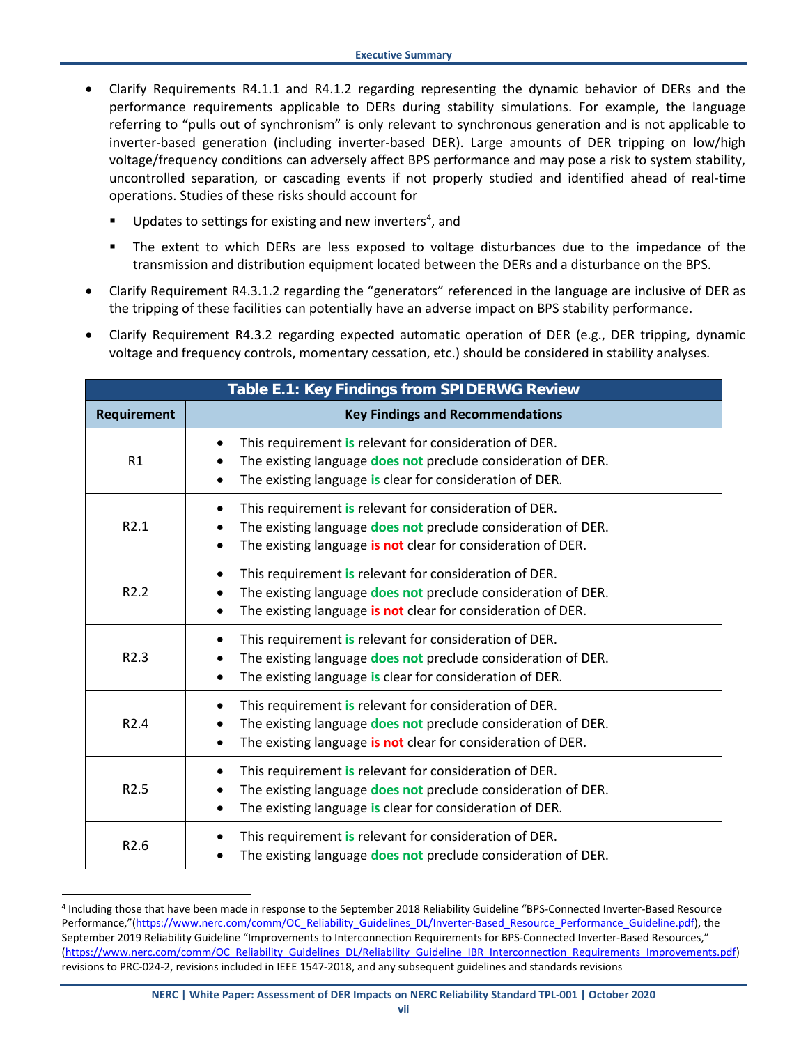- Clarify Requirements R4.1.1 and R4.1.2 regarding representing the dynamic behavior of DERs and the performance requirements applicable to DERs during stability simulations. For example, the language referring to "pulls out of synchronism" is only relevant to synchronous generation and is not applicable to inverter-based generation (including inverter-based DER). Large amounts of DER tripping on low/high voltage/frequency conditions can adversely affect BPS performance and may pose a risk to system stability, uncontrolled separation, or cascading events if not properly studied and identified ahead of real-time operations. Studies of these risks should account for
  - Updates to settings for existing and new inverters[4], and
  - The extent to which DERs are less exposed to voltage disturbances due to the impedance of the transmission and distribution equipment located between the DERs and a disturbance on the BPS.
- Clarify Requirement R4.3.1.2 regarding the "generators" referenced in the language are inclusive of DER as the tripping of these facilities can potentially have an adverse impact on BPS stability performance.
- Clarify Requirement R4.3.2 regarding expected automatic operation of DER (e.g., DER tripping, dynamic voltage and frequency controls, momentary cessation, etc.) should be considered in stability analyses.

**Table E.1: Key Findings from SPIDERWG Review**

| Requirement | Key Findings and Recommendations |
|---|---|
| R1 | • This requirement **is** relevant for consideration of DER.<br>• The existing language **does not** preclude consideration of DER.<br>• The existing language **is** clear for consideration of DER. |
| R2.1 | • This requirement **is** relevant for consideration of DER.<br>• The existing language **does not** preclude consideration of DER.<br>• The existing language **is not** clear for consideration of DER. |
| R2.2 | • This requirement **is** relevant for consideration of DER.<br>• The existing language **does not** preclude consideration of DER.<br>• The existing language **is not** clear for consideration of DER. |
| R2.3 | • This requirement **is** relevant for consideration of DER.<br>• The existing language **does not** preclude consideration of DER.<br>• The existing language **is** clear for consideration of DER. |
| R2.4 | • This requirement **is** relevant for consideration of DER.<br>• The existing language **does not** preclude consideration of DER.<br>• The existing language **is not** clear for consideration of DER. |
| R2.5 | • This requirement **is** relevant for consideration of DER.<br>• The existing language **does not** preclude consideration of DER.<br>• The existing language **is** clear for consideration of DER. |
| R2.6 | • This requirement **is** relevant for consideration of DER.<br>• The existing language **does not** preclude consideration of DER. |

[4] Including those that have been made in response to the September 2018 Reliability Guideline "BPS-Connected Inverter-Based Resource Performance,"(https://www.nerc.com/comm/OC_Reliability_Guidelines_DL/Inverter-Based_Resource_Performance_Guideline.pdf), the September 2019 Reliability Guideline "Improvements to Interconnection Requirements for BPS-Connected Inverter-Based Resources," (https://www.nerc.com/comm/OC_Reliability_Guidelines_DL/Reliability_Guideline_IBR_Interconnection_Requirements_Improvements.pdf) revisions to PRC-024-2, revisions included in IEEE 1547-2018, and any subsequent guidelines and standards revisions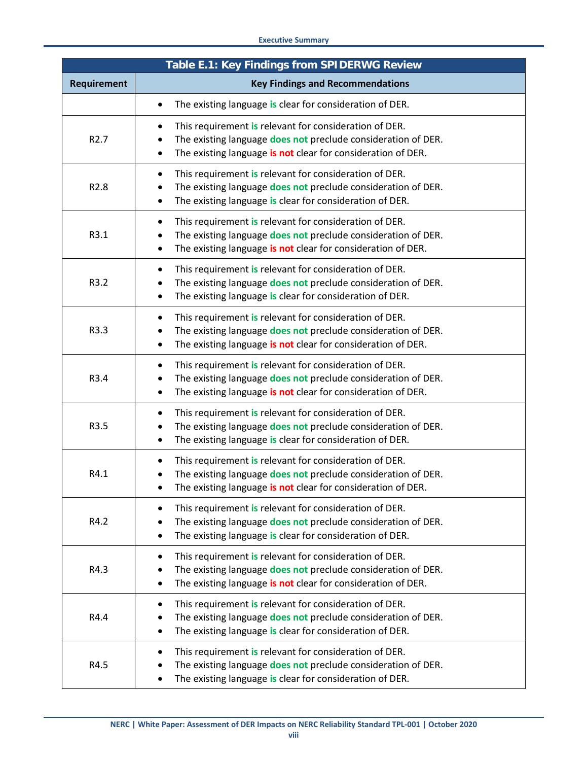| Table E.1: Key Findings from SPIDERWG Review | |
|---|---|
| **Requirement** | **Key Findings and Recommendations** |
| | • The existing language **is** clear for consideration of DER. |
| R2.7 | • This requirement **is** relevant for consideration of DER.<br>• The existing language **does not** preclude consideration of DER.<br>• The existing language **is not** clear for consideration of DER. |
| R2.8 | • This requirement **is** relevant for consideration of DER.<br>• The existing language **does not** preclude consideration of DER.<br>• The existing language **is** clear for consideration of DER. |
| R3.1 | • This requirement **is** relevant for consideration of DER.<br>• The existing language **does not** preclude consideration of DER.<br>• The existing language **is not** clear for consideration of DER. |
| R3.2 | • This requirement **is** relevant for consideration of DER.<br>• The existing language **does not** preclude consideration of DER.<br>• The existing language **is** clear for consideration of DER. |
| R3.3 | • This requirement **is** relevant for consideration of DER.<br>• The existing language **does not** preclude consideration of DER.<br>• The existing language **is not** clear for consideration of DER. |
| R3.4 | • This requirement **is** relevant for consideration of DER.<br>• The existing language **does not** preclude consideration of DER.<br>• The existing language **is not** clear for consideration of DER. |
| R3.5 | • This requirement **is** relevant for consideration of DER.<br>• The existing language **does not** preclude consideration of DER.<br>• The existing language **is** clear for consideration of DER. |
| R4.1 | • This requirement **is** relevant for consideration of DER.<br>• The existing language **does not** preclude consideration of DER.<br>• The existing language **is not** clear for consideration of DER. |
| R4.2 | • This requirement **is** relevant for consideration of DER.<br>• The existing language **does not** preclude consideration of DER.<br>• The existing language **is** clear for consideration of DER. |
| R4.3 | • This requirement **is** relevant for consideration of DER.<br>• The existing language **does not** preclude consideration of DER.<br>• The existing language **is not** clear for consideration of DER. |
| R4.4 | • This requirement **is** relevant for consideration of DER.<br>• The existing language **does not** preclude consideration of DER.<br>• The existing language **is** clear for consideration of DER. |
| R4.5 | • This requirement **is** relevant for consideration of DER.<br>• The existing language **does not** preclude consideration of DER.<br>• The existing language **is** clear for consideration of DER. |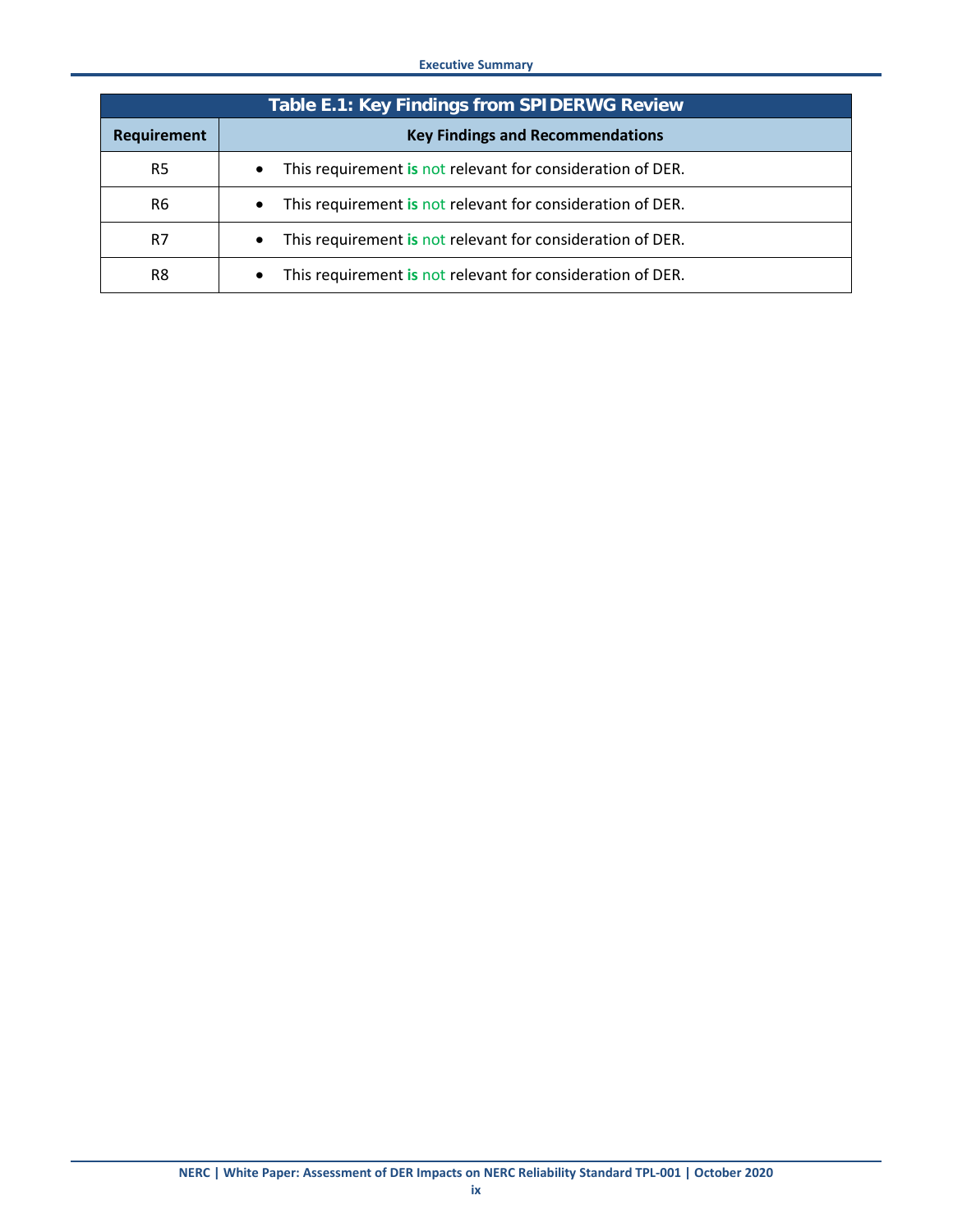**Table E.1: Key Findings from SPIDERWG Review**

| Requirement | Key Findings and Recommendations |
|---|---|
| R5 | • This requirement **is** not relevant for consideration of DER. |
| R6 | • This requirement **is** not relevant for consideration of DER. |
| R7 | • This requirement **is** not relevant for consideration of DER. |
| R8 | • This requirement **is** not relevant for consideration of DER. |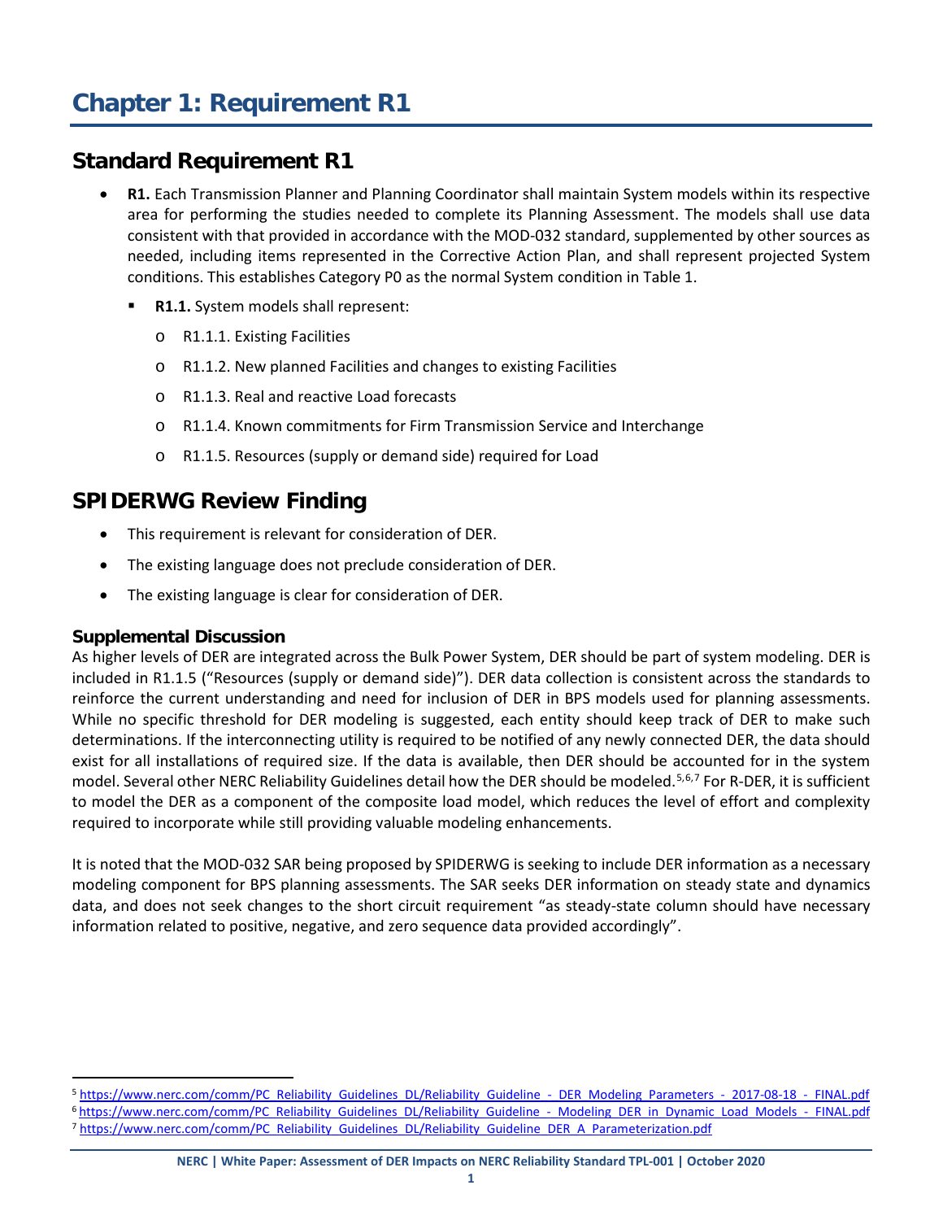# Chapter 1: Requirement R1

## Standard Requirement R1

- **R1.** Each Transmission Planner and Planning Coordinator shall maintain System models within its respective area for performing the studies needed to complete its Planning Assessment. The models shall use data consistent with that provided in accordance with the MOD-032 standard, supplemented by other sources as needed, including items represented in the Corrective Action Plan, and shall represent projected System conditions. This establishes Category P0 as the normal System condition in Table 1.
  - **R1.1.** System models shall represent:
    - R1.1.1. Existing Facilities
    - R1.1.2. New planned Facilities and changes to existing Facilities
    - R1.1.3. Real and reactive Load forecasts
    - R1.1.4. Known commitments for Firm Transmission Service and Interchange
    - R1.1.5. Resources (supply or demand side) required for Load

## SPIDERWG Review Finding

- This requirement is relevant for consideration of DER.
- The existing language does not preclude consideration of DER.
- The existing language is clear for consideration of DER.

### Supplemental Discussion

As higher levels of DER are integrated across the Bulk Power System, DER should be part of system modeling. DER is included in R1.1.5 ("Resources (supply or demand side)"). DER data collection is consistent across the standards to reinforce the current understanding and need for inclusion of DER in BPS models used for planning assessments. While no specific threshold for DER modeling is suggested, each entity should keep track of DER to make such determinations. If the interconnecting utility is required to be notified of any newly connected DER, the data should exist for all installations of required size. If the data is available, then DER should be accounted for in the system model. Several other NERC Reliability Guidelines detail how the DER should be modeled.[5,6,7] For R-DER, it is sufficient to model the DER as a component of the composite load model, which reduces the level of effort and complexity required to incorporate while still providing valuable modeling enhancements.

It is noted that the MOD-032 SAR being proposed by SPIDERWG is seeking to include DER information as a necessary modeling component for BPS planning assessments. The SAR seeks DER information on steady state and dynamics data, and does not seek changes to the short circuit requirement "as steady-state column should have necessary information related to positive, negative, and zero sequence data provided accordingly".

---

[5] https://www.nerc.com/comm/PC_Reliability_Guidelines_DL/Reliability_Guideline_-_DER_Modeling_Parameters_-_2017-08-18_-_FINAL.pdf

[6] https://www.nerc.com/comm/PC_Reliability_Guidelines_DL/Reliability_Guideline_-_Modeling_DER_in_Dynamic_Load_Models_-_FINAL.pdf

[7] https://www.nerc.com/comm/PC_Reliability_Guidelines_DL/Reliability_Guideline_DER_A_Parameterization.pdf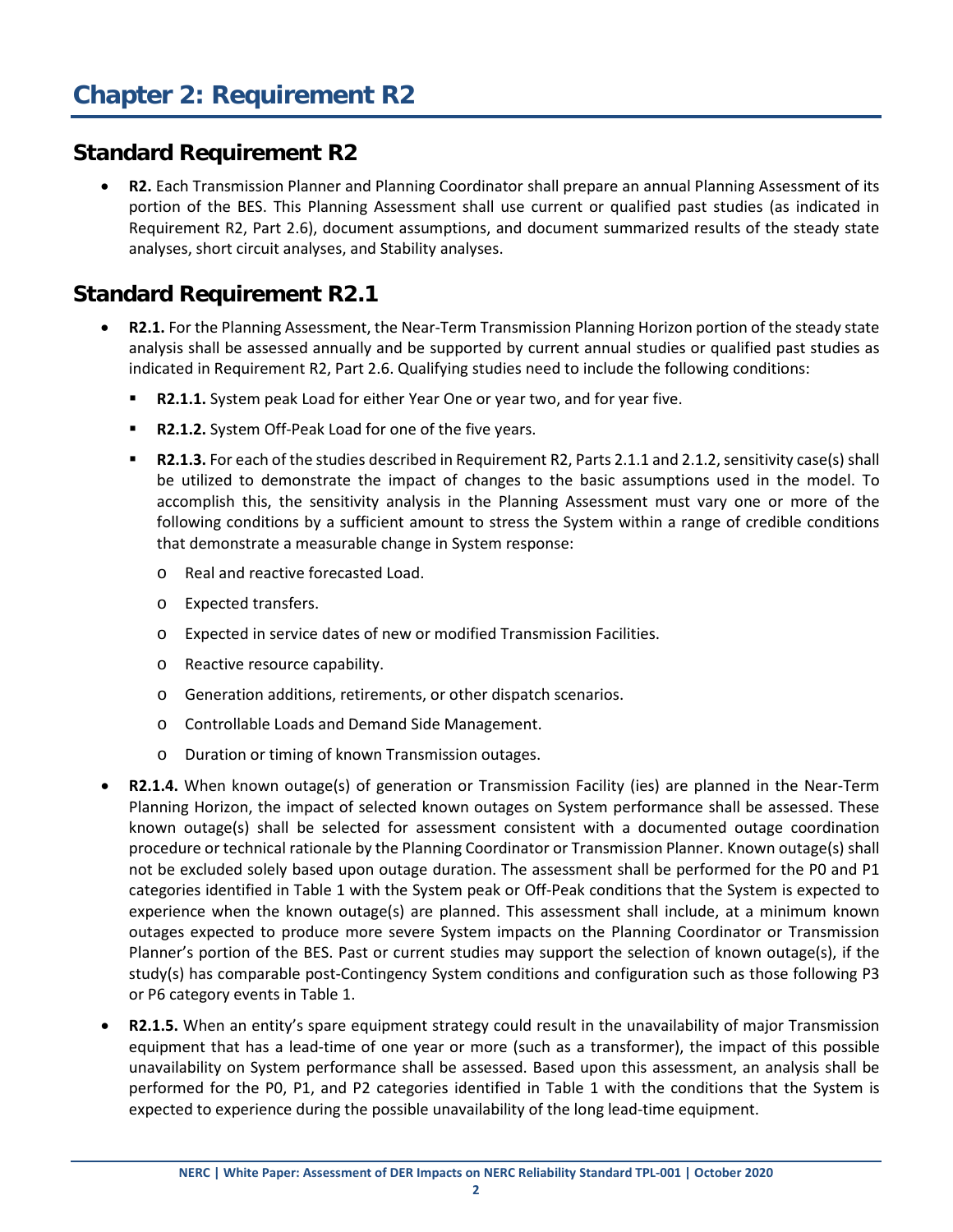# Chapter 2: Requirement R2

## Standard Requirement R2

- **R2.** Each Transmission Planner and Planning Coordinator shall prepare an annual Planning Assessment of its portion of the BES. This Planning Assessment shall use current or qualified past studies (as indicated in Requirement R2, Part 2.6), document assumptions, and document summarized results of the steady state analyses, short circuit analyses, and Stability analyses.

## Standard Requirement R2.1

- **R2.1.** For the Planning Assessment, the Near-Term Transmission Planning Horizon portion of the steady state analysis shall be assessed annually and be supported by current annual studies or qualified past studies as indicated in Requirement R2, Part 2.6. Qualifying studies need to include the following conditions:
  - **R2.1.1.** System peak Load for either Year One or year two, and for year five.
  - **R2.1.2.** System Off-Peak Load for one of the five years.
  - **R2.1.3.** For each of the studies described in Requirement R2, Parts 2.1.1 and 2.1.2, sensitivity case(s) shall be utilized to demonstrate the impact of changes to the basic assumptions used in the model. To accomplish this, the sensitivity analysis in the Planning Assessment must vary one or more of the following conditions by a sufficient amount to stress the System within a range of credible conditions that demonstrate a measurable change in System response:
    - Real and reactive forecasted Load.
    - Expected transfers.
    - Expected in service dates of new or modified Transmission Facilities.
    - Reactive resource capability.
    - Generation additions, retirements, or other dispatch scenarios.
    - Controllable Loads and Demand Side Management.
    - Duration or timing of known Transmission outages.
- **R2.1.4.** When known outage(s) of generation or Transmission Facility (ies) are planned in the Near-Term Planning Horizon, the impact of selected known outages on System performance shall be assessed. These known outage(s) shall be selected for assessment consistent with a documented outage coordination procedure or technical rationale by the Planning Coordinator or Transmission Planner. Known outage(s) shall not be excluded solely based upon outage duration. The assessment shall be performed for the P0 and P1 categories identified in Table 1 with the System peak or Off-Peak conditions that the System is expected to experience when the known outage(s) are planned. This assessment shall include, at a minimum known outages expected to produce more severe System impacts on the Planning Coordinator or Transmission Planner's portion of the BES. Past or current studies may support the selection of known outage(s), if the study(s) has comparable post-Contingency System conditions and configuration such as those following P3 or P6 category events in Table 1.
- **R2.1.5.** When an entity's spare equipment strategy could result in the unavailability of major Transmission equipment that has a lead-time of one year or more (such as a transformer), the impact of this possible unavailability on System performance shall be assessed. Based upon this assessment, an analysis shall be performed for the P0, P1, and P2 categories identified in Table 1 with the conditions that the System is expected to experience during the possible unavailability of the long lead-time equipment.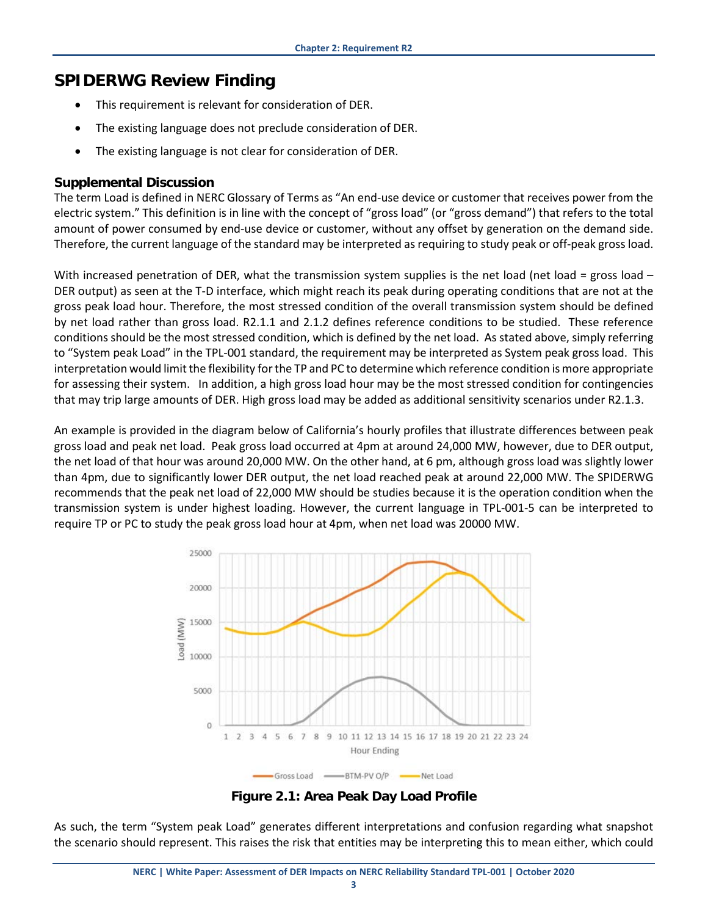# SPIDERWG Review Finding

- This requirement is relevant for consideration of DER.
- The existing language does not preclude consideration of DER.
- The existing language is not clear for consideration of DER.

## Supplemental Discussion

The term Load is defined in NERC Glossary of Terms as "An end-use device or customer that receives power from the electric system." This definition is in line with the concept of "gross load" (or "gross demand") that refers to the total amount of power consumed by end-use device or customer, without any offset by generation on the demand side. Therefore, the current language of the standard may be interpreted as requiring to study peak or off-peak gross load.

With increased penetration of DER, what the transmission system supplies is the net load (net load = gross load – DER output) as seen at the T-D interface, which might reach its peak during operating conditions that are not at the gross peak load hour. Therefore, the most stressed condition of the overall transmission system should be defined by net load rather than gross load. R2.1.1 and 2.1.2 defines reference conditions to be studied. These reference conditions should be the most stressed condition, which is defined by the net load. As stated above, simply referring to "System peak Load" in the TPL-001 standard, the requirement may be interpreted as System peak gross load. This interpretation would limit the flexibility for the TP and PC to determine which reference condition is more appropriate for assessing their system. In addition, a high gross load hour may be the most stressed condition for contingencies that may trip large amounts of DER. High gross load may be added as additional sensitivity scenarios under R2.1.3.

An example is provided in the diagram below of California's hourly profiles that illustrate differences between peak gross load and peak net load. Peak gross load occurred at 4pm at around 24,000 MW, however, due to DER output, the net load of that hour was around 20,000 MW. On the other hand, at 6 pm, although gross load was slightly lower than 4pm, due to significantly lower DER output, the net load reached peak at around 22,000 MW. The SPIDERWG recommends that the peak net load of 22,000 MW should be studies because it is the operation condition when the transmission system is under highest loading. However, the current language in TPL-001-5 can be interpreted to require TP or PC to study the peak gross load hour at 4pm, when net load was 20000 MW.

**Figure 2.1: Area Peak Day Load Profile**

As such, the term "System peak Load" generates different interpretations and confusion regarding what snapshot the scenario should represent. This raises the risk that entities may be interpreting this to mean either, which could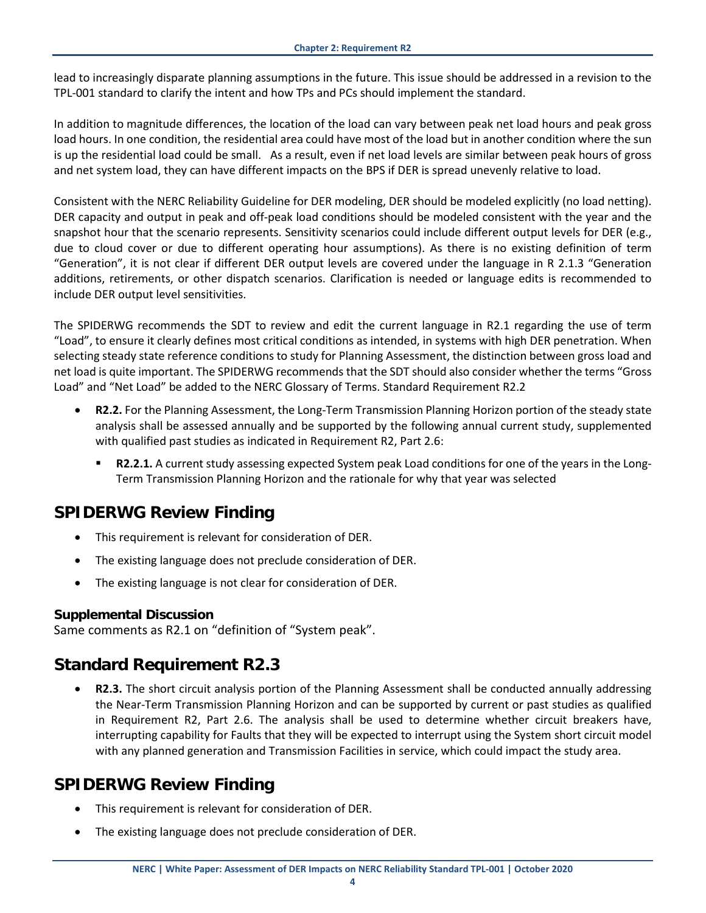lead to increasingly disparate planning assumptions in the future. This issue should be addressed in a revision to the TPL-001 standard to clarify the intent and how TPs and PCs should implement the standard.

In addition to magnitude differences, the location of the load can vary between peak net load hours and peak gross load hours. In one condition, the residential area could have most of the load but in another condition where the sun is up the residential load could be small. As a result, even if net load levels are similar between peak hours of gross and net system load, they can have different impacts on the BPS if DER is spread unevenly relative to load.

Consistent with the NERC Reliability Guideline for DER modeling, DER should be modeled explicitly (no load netting). DER capacity and output in peak and off-peak load conditions should be modeled consistent with the year and the snapshot hour that the scenario represents. Sensitivity scenarios could include different output levels for DER (e.g., due to cloud cover or due to different operating hour assumptions). As there is no existing definition of term "Generation", it is not clear if different DER output levels are covered under the language in R 2.1.3 "Generation additions, retirements, or other dispatch scenarios. Clarification is needed or language edits is recommended to include DER output level sensitivities.

The SPIDERWG recommends the SDT to review and edit the current language in R2.1 regarding the use of term "Load", to ensure it clearly defines most critical conditions as intended, in systems with high DER penetration. When selecting steady state reference conditions to study for Planning Assessment, the distinction between gross load and net load is quite important. The SPIDERWG recommends that the SDT should also consider whether the terms "Gross Load" and "Net Load" be added to the NERC Glossary of Terms. Standard Requirement R2.2

- **R2.2.** For the Planning Assessment, the Long-Term Transmission Planning Horizon portion of the steady state analysis shall be assessed annually and be supported by the following annual current study, supplemented with qualified past studies as indicated in Requirement R2, Part 2.6:
  - **R2.2.1.** A current study assessing expected System peak Load conditions for one of the years in the Long-Term Transmission Planning Horizon and the rationale for why that year was selected

## SPIDERWG Review Finding

- This requirement is relevant for consideration of DER.
- The existing language does not preclude consideration of DER.
- The existing language is not clear for consideration of DER.

### Supplemental Discussion

Same comments as R2.1 on "definition of "System peak".

## Standard Requirement R2.3

- **R2.3.** The short circuit analysis portion of the Planning Assessment shall be conducted annually addressing the Near-Term Transmission Planning Horizon and can be supported by current or past studies as qualified in Requirement R2, Part 2.6. The analysis shall be used to determine whether circuit breakers have, interrupting capability for Faults that they will be expected to interrupt using the System short circuit model with any planned generation and Transmission Facilities in service, which could impact the study area.

## SPIDERWG Review Finding

- This requirement is relevant for consideration of DER.
- The existing language does not preclude consideration of DER.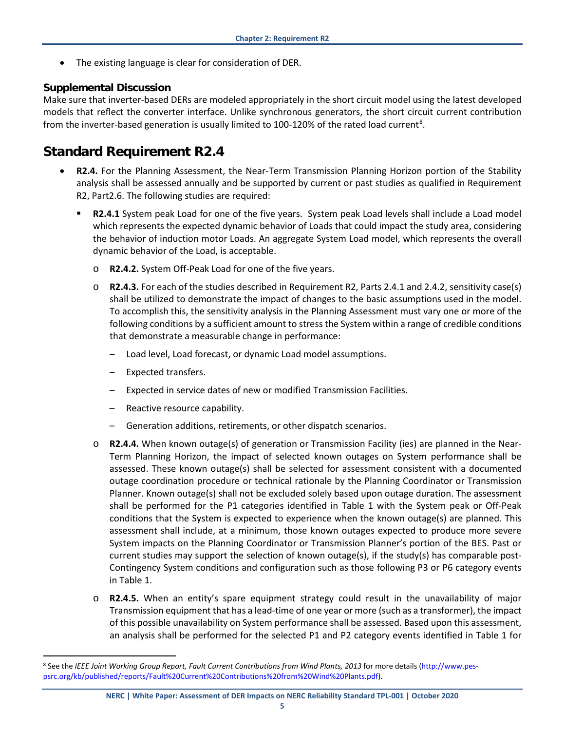- The existing language is clear for consideration of DER.

### Supplemental Discussion

Make sure that inverter-based DERs are modeled appropriately in the short circuit model using the latest developed models that reflect the converter interface. Unlike synchronous generators, the short circuit current contribution from the inverter-based generation is usually limited to 100-120% of the rated load current[8].

## Standard Requirement R2.4

- **R2.4.** For the Planning Assessment, the Near-Term Transmission Planning Horizon portion of the Stability analysis shall be assessed annually and be supported by current or past studies as qualified in Requirement R2, Part2.6. The following studies are required:
  - **R2.4.1** System peak Load for one of the five years. System peak Load levels shall include a Load model which represents the expected dynamic behavior of Loads that could impact the study area, considering the behavior of induction motor Loads. An aggregate System Load model, which represents the overall dynamic behavior of the Load, is acceptable.
    - **R2.4.2.** System Off-Peak Load for one of the five years.
    - **R2.4.3.** For each of the studies described in Requirement R2, Parts 2.4.1 and 2.4.2, sensitivity case(s) shall be utilized to demonstrate the impact of changes to the basic assumptions used in the model. To accomplish this, the sensitivity analysis in the Planning Assessment must vary one or more of the following conditions by a sufficient amount to stress the System within a range of credible conditions that demonstrate a measurable change in performance:
      - Load level, Load forecast, or dynamic Load model assumptions.
      - Expected transfers.
      - Expected in service dates of new or modified Transmission Facilities.
      - Reactive resource capability.
      - Generation additions, retirements, or other dispatch scenarios.
    - **R2.4.4.** When known outage(s) of generation or Transmission Facility (ies) are planned in the Near-Term Planning Horizon, the impact of selected known outages on System performance shall be assessed. These known outage(s) shall be selected for assessment consistent with a documented outage coordination procedure or technical rationale by the Planning Coordinator or Transmission Planner. Known outage(s) shall not be excluded solely based upon outage duration. The assessment shall be performed for the P1 categories identified in Table 1 with the System peak or Off-Peak conditions that the System is expected to experience when the known outage(s) are planned. This assessment shall include, at a minimum, those known outages expected to produce more severe System impacts on the Planning Coordinator or Transmission Planner's portion of the BES. Past or current studies may support the selection of known outage(s), if the study(s) has comparable post-Contingency System conditions and configuration such as those following P3 or P6 category events in Table 1.
    - **R2.4.5.** When an entity's spare equipment strategy could result in the unavailability of major Transmission equipment that has a lead-time of one year or more (such as a transformer), the impact of this possible unavailability on System performance shall be assessed. Based upon this assessment, an analysis shall be performed for the selected P1 and P2 category events identified in Table 1 for

[8] See the *IEEE Joint Working Group Report, Fault Current Contributions from Wind Plants, 2013* for more details (http://www.pes-psrc.org/kb/published/reports/Fault%20Current%20Contributions%20from%20Wind%20Plants.pdf).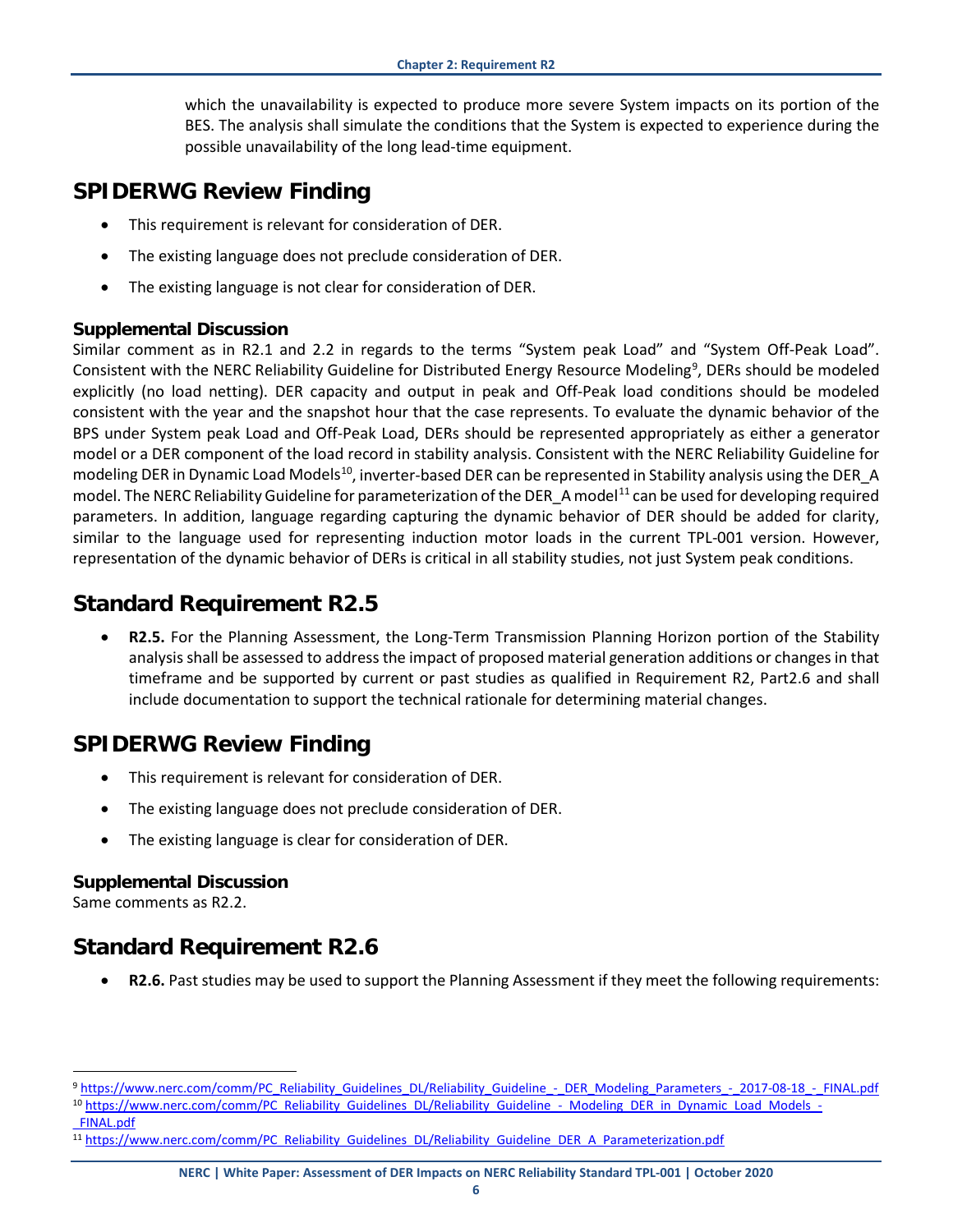which the unavailability is expected to produce more severe System impacts on its portion of the BES. The analysis shall simulate the conditions that the System is expected to experience during the possible unavailability of the long lead-time equipment.

## SPIDERWG Review Finding

- This requirement is relevant for consideration of DER.
- The existing language does not preclude consideration of DER.
- The existing language is not clear for consideration of DER.

### Supplemental Discussion

Similar comment as in R2.1 and 2.2 in regards to the terms "System peak Load" and "System Off-Peak Load". Consistent with the NERC Reliability Guideline for Distributed Energy Resource Modeling[9], DERs should be modeled explicitly (no load netting). DER capacity and output in peak and Off-Peak load conditions should be modeled consistent with the year and the snapshot hour that the case represents. To evaluate the dynamic behavior of the BPS under System peak Load and Off-Peak Load, DERs should be represented appropriately as either a generator model or a DER component of the load record in stability analysis. Consistent with the NERC Reliability Guideline for modeling DER in Dynamic Load Models[10], inverter-based DER can be represented in Stability analysis using the DER_A model. The NERC Reliability Guideline for parameterization of the DER_A model[11] can be used for developing required parameters. In addition, language regarding capturing the dynamic behavior of DER should be added for clarity, similar to the language used for representing induction motor loads in the current TPL-001 version. However, representation of the dynamic behavior of DERs is critical in all stability studies, not just System peak conditions.

## Standard Requirement R2.5

- **R2.5.** For the Planning Assessment, the Long-Term Transmission Planning Horizon portion of the Stability analysis shall be assessed to address the impact of proposed material generation additions or changes in that timeframe and be supported by current or past studies as qualified in Requirement R2, Part2.6 and shall include documentation to support the technical rationale for determining material changes.

## SPIDERWG Review Finding

- This requirement is relevant for consideration of DER.
- The existing language does not preclude consideration of DER.
- The existing language is clear for consideration of DER.

### Supplemental Discussion

Same comments as R2.2.

## Standard Requirement R2.6

- **R2.6.** Past studies may be used to support the Planning Assessment if they meet the following requirements:

---

[9] https://www.nerc.com/comm/PC_Reliability_Guidelines_DL/Reliability_Guideline_-_DER_Modeling_Parameters_-_2017-08-18_-_FINAL.pdf

[10] https://www.nerc.com/comm/PC_Reliability_Guidelines_DL/Reliability_Guideline_-_Modeling_DER_in_Dynamic_Load_Models_-_FINAL.pdf

[11] https://www.nerc.com/comm/PC_Reliability_Guidelines_DL/Reliability_Guideline_DER_A_Parameterization.pdf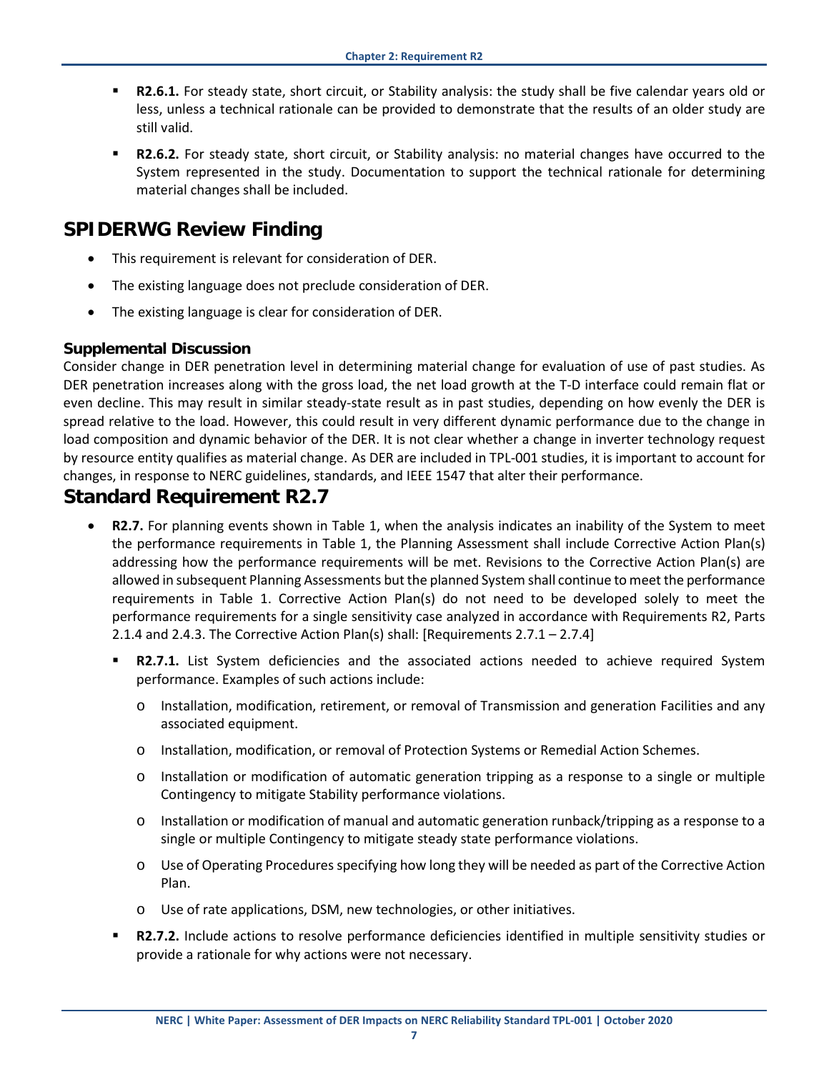- **R2.6.1.** For steady state, short circuit, or Stability analysis: the study shall be five calendar years old or less, unless a technical rationale can be provided to demonstrate that the results of an older study are still valid.
- **R2.6.2.** For steady state, short circuit, or Stability analysis: no material changes have occurred to the System represented in the study. Documentation to support the technical rationale for determining material changes shall be included.

## SPIDERWG Review Finding

- This requirement is relevant for consideration of DER.
- The existing language does not preclude consideration of DER.
- The existing language is clear for consideration of DER.

### Supplemental Discussion

Consider change in DER penetration level in determining material change for evaluation of use of past studies. As DER penetration increases along with the gross load, the net load growth at the T-D interface could remain flat or even decline. This may result in similar steady-state result as in past studies, depending on how evenly the DER is spread relative to the load. However, this could result in very different dynamic performance due to the change in load composition and dynamic behavior of the DER. It is not clear whether a change in inverter technology request by resource entity qualifies as material change. As DER are included in TPL-001 studies, it is important to account for changes, in response to NERC guidelines, standards, and IEEE 1547 that alter their performance.

## Standard Requirement R2.7

- **R2.7.** For planning events shown in Table 1, when the analysis indicates an inability of the System to meet the performance requirements in Table 1, the Planning Assessment shall include Corrective Action Plan(s) addressing how the performance requirements will be met. Revisions to the Corrective Action Plan(s) are allowed in subsequent Planning Assessments but the planned System shall continue to meet the performance requirements in Table 1. Corrective Action Plan(s) do not need to be developed solely to meet the performance requirements for a single sensitivity case analyzed in accordance with Requirements R2, Parts 2.1.4 and 2.4.3. The Corrective Action Plan(s) shall: [Requirements 2.7.1 – 2.7.4]
  - **R2.7.1.** List System deficiencies and the associated actions needed to achieve required System performance. Examples of such actions include:
    - Installation, modification, retirement, or removal of Transmission and generation Facilities and any associated equipment.
    - Installation, modification, or removal of Protection Systems or Remedial Action Schemes.
    - Installation or modification of automatic generation tripping as a response to a single or multiple Contingency to mitigate Stability performance violations.
    - Installation or modification of manual and automatic generation runback/tripping as a response to a single or multiple Contingency to mitigate steady state performance violations.
    - Use of Operating Procedures specifying how long they will be needed as part of the Corrective Action Plan.
    - Use of rate applications, DSM, new technologies, or other initiatives.
  - **R2.7.2.** Include actions to resolve performance deficiencies identified in multiple sensitivity studies or provide a rationale for why actions were not necessary.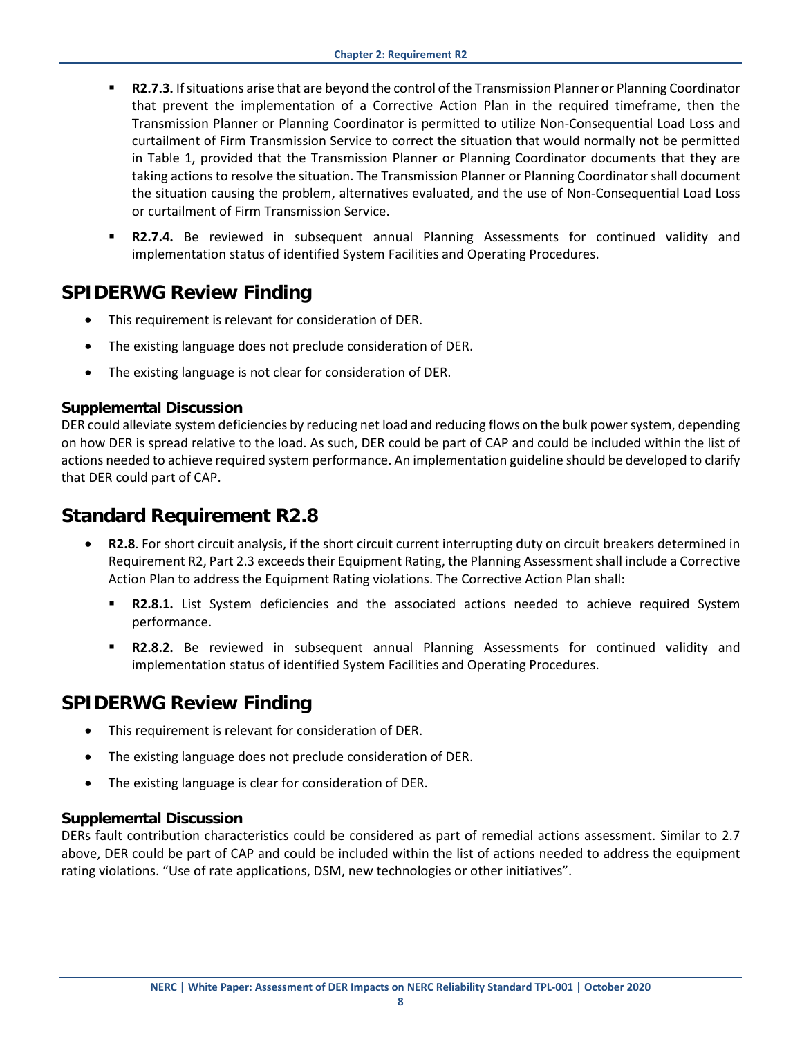- **R2.7.3.** If situations arise that are beyond the control of the Transmission Planner or Planning Coordinator that prevent the implementation of a Corrective Action Plan in the required timeframe, then the Transmission Planner or Planning Coordinator is permitted to utilize Non-Consequential Load Loss and curtailment of Firm Transmission Service to correct the situation that would normally not be permitted in Table 1, provided that the Transmission Planner or Planning Coordinator documents that they are taking actions to resolve the situation. The Transmission Planner or Planning Coordinator shall document the situation causing the problem, alternatives evaluated, and the use of Non-Consequential Load Loss or curtailment of Firm Transmission Service.
- **R2.7.4.** Be reviewed in subsequent annual Planning Assessments for continued validity and implementation status of identified System Facilities and Operating Procedures.

## SPIDERWG Review Finding

- This requirement is relevant for consideration of DER.
- The existing language does not preclude consideration of DER.
- The existing language is not clear for consideration of DER.

### Supplemental Discussion

DER could alleviate system deficiencies by reducing net load and reducing flows on the bulk power system, depending on how DER is spread relative to the load. As such, DER could be part of CAP and could be included within the list of actions needed to achieve required system performance. An implementation guideline should be developed to clarify that DER could part of CAP.

## Standard Requirement R2.8

- **R2.8**. For short circuit analysis, if the short circuit current interrupting duty on circuit breakers determined in Requirement R2, Part 2.3 exceeds their Equipment Rating, the Planning Assessment shall include a Corrective Action Plan to address the Equipment Rating violations. The Corrective Action Plan shall:
  - **R2.8.1.** List System deficiencies and the associated actions needed to achieve required System performance.
  - **R2.8.2.** Be reviewed in subsequent annual Planning Assessments for continued validity and implementation status of identified System Facilities and Operating Procedures.

## SPIDERWG Review Finding

- This requirement is relevant for consideration of DER.
- The existing language does not preclude consideration of DER.
- The existing language is clear for consideration of DER.

### Supplemental Discussion

DERs fault contribution characteristics could be considered as part of remedial actions assessment. Similar to 2.7 above, DER could be part of CAP and could be included within the list of actions needed to address the equipment rating violations. "Use of rate applications, DSM, new technologies or other initiatives".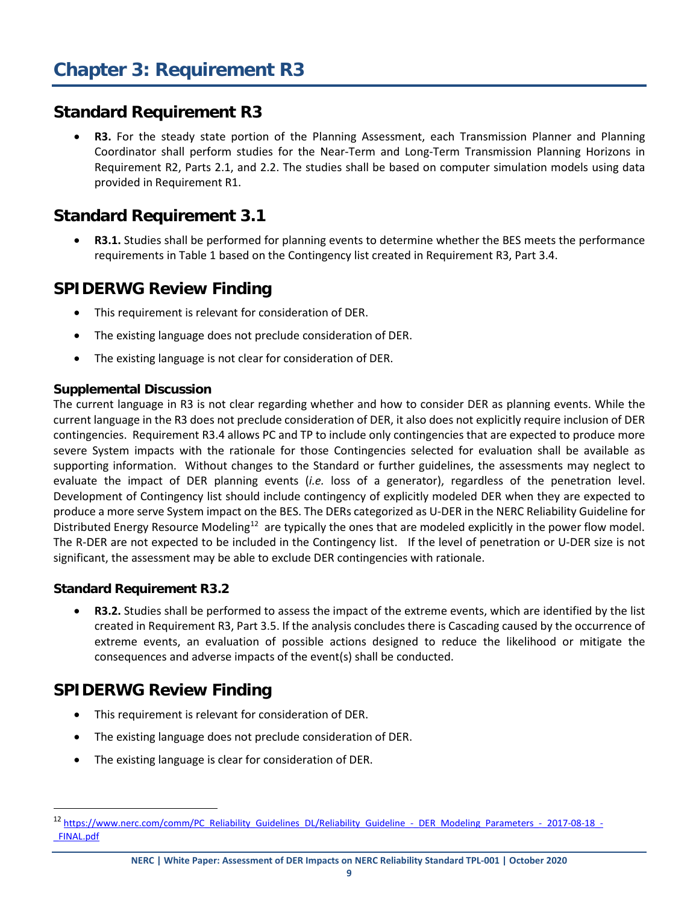# Chapter 3: Requirement R3

## Standard Requirement R3

- **R3.** For the steady state portion of the Planning Assessment, each Transmission Planner and Planning Coordinator shall perform studies for the Near-Term and Long-Term Transmission Planning Horizons in Requirement R2, Parts 2.1, and 2.2. The studies shall be based on computer simulation models using data provided in Requirement R1.

## Standard Requirement 3.1

- **R3.1.** Studies shall be performed for planning events to determine whether the BES meets the performance requirements in Table 1 based on the Contingency list created in Requirement R3, Part 3.4.

## SPIDERWG Review Finding

- This requirement is relevant for consideration of DER.
- The existing language does not preclude consideration of DER.
- The existing language is not clear for consideration of DER.

### Supplemental Discussion

The current language in R3 is not clear regarding whether and how to consider DER as planning events. While the current language in the R3 does not preclude consideration of DER, it also does not explicitly require inclusion of DER contingencies. Requirement R3.4 allows PC and TP to include only contingencies that are expected to produce more severe System impacts with the rationale for those Contingencies selected for evaluation shall be available as supporting information. Without changes to the Standard or further guidelines, the assessments may neglect to evaluate the impact of DER planning events (*i.e.* loss of a generator), regardless of the penetration level. Development of Contingency list should include contingency of explicitly modeled DER when they are expected to produce a more serve System impact on the BES. The DERs categorized as U-DER in the NERC Reliability Guideline for Distributed Energy Resource Modeling[12] are typically the ones that are modeled explicitly in the power flow model. The R-DER are not expected to be included in the Contingency list. If the level of penetration or U-DER size is not significant, the assessment may be able to exclude DER contingencies with rationale.

### Standard Requirement R3.2

- **R3.2.** Studies shall be performed to assess the impact of the extreme events, which are identified by the list created in Requirement R3, Part 3.5. If the analysis concludes there is Cascading caused by the occurrence of extreme events, an evaluation of possible actions designed to reduce the likelihood or mitigate the consequences and adverse impacts of the event(s) shall be conducted.

## SPIDERWG Review Finding

- This requirement is relevant for consideration of DER.
- The existing language does not preclude consideration of DER.
- The existing language is clear for consideration of DER.

---

[12] https://www.nerc.com/comm/PC_Reliability_Guidelines_DL/Reliability_Guideline_-_DER_Modeling_Parameters_-_2017-08-18_-_FINAL.pdf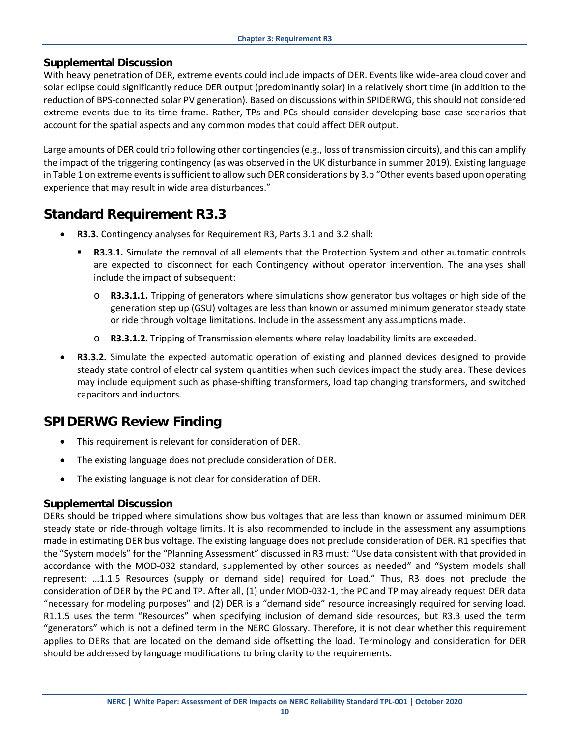### Supplemental Discussion

With heavy penetration of DER, extreme events could include impacts of DER. Events like wide-area cloud cover and solar eclipse could significantly reduce DER output (predominantly solar) in a relatively short time (in addition to the reduction of BPS-connected solar PV generation). Based on discussions within SPIDERWG, this should not considered extreme events due to its time frame. Rather, TPs and PCs should consider developing base case scenarios that account for the spatial aspects and any common modes that could affect DER output.

Large amounts of DER could trip following other contingencies (e.g., loss of transmission circuits), and this can amplify the impact of the triggering contingency (as was observed in the UK disturbance in summer 2019). Existing language in Table 1 on extreme events is sufficient to allow such DER considerations by 3.b "Other events based upon operating experience that may result in wide area disturbances."

## Standard Requirement R3.3

- **R3.3.** Contingency analyses for Requirement R3, Parts 3.1 and 3.2 shall:
  - **R3.3.1.** Simulate the removal of all elements that the Protection System and other automatic controls are expected to disconnect for each Contingency without operator intervention. The analyses shall include the impact of subsequent:
    - **R3.3.1.1.** Tripping of generators where simulations show generator bus voltages or high side of the generation step up (GSU) voltages are less than known or assumed minimum generator steady state or ride through voltage limitations. Include in the assessment any assumptions made.
    - **R3.3.1.2.** Tripping of Transmission elements where relay loadability limits are exceeded.
- **R3.3.2.** Simulate the expected automatic operation of existing and planned devices designed to provide steady state control of electrical system quantities when such devices impact the study area. These devices may include equipment such as phase-shifting transformers, load tap changing transformers, and switched capacitors and inductors.

## SPIDERWG Review Finding

- This requirement is relevant for consideration of DER.
- The existing language does not preclude consideration of DER.
- The existing language is not clear for consideration of DER.

### Supplemental Discussion

DERs should be tripped where simulations show bus voltages that are less than known or assumed minimum DER steady state or ride-through voltage limits. It is also recommended to include in the assessment any assumptions made in estimating DER bus voltage. The existing language does not preclude consideration of DER. R1 specifies that the "System models" for the "Planning Assessment" discussed in R3 must: "Use data consistent with that provided in accordance with the MOD-032 standard, supplemented by other sources as needed" and "System models shall represent: …1.1.5 Resources (supply or demand side) required for Load." Thus, R3 does not preclude the consideration of DER by the PC and TP. After all, (1) under MOD-032-1, the PC and TP may already request DER data "necessary for modeling purposes" and (2) DER is a "demand side" resource increasingly required for serving load. R1.1.5 uses the term "Resources" when specifying inclusion of demand side resources, but R3.3 used the term "generators" which is not a defined term in the NERC Glossary. Therefore, it is not clear whether this requirement applies to DERs that are located on the demand side offsetting the load. Terminology and consideration for DER should be addressed by language modifications to bring clarity to the requirements.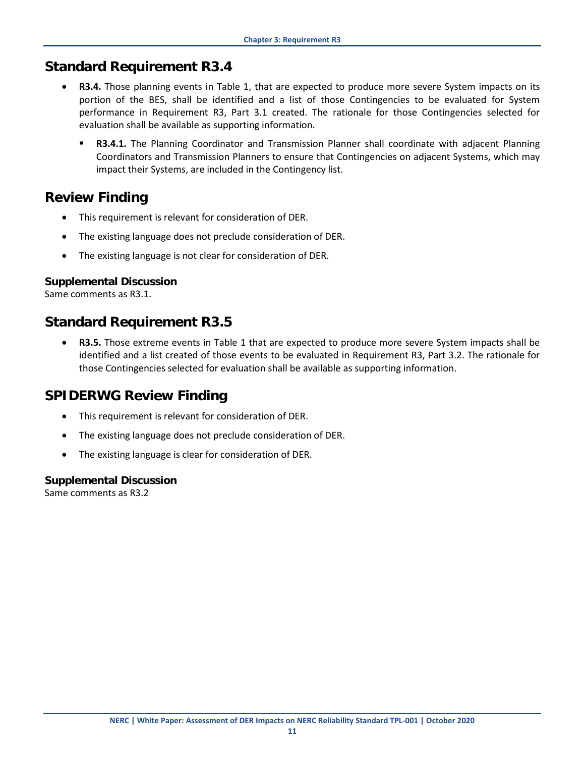## Standard Requirement R3.4

- **R3.4.** Those planning events in Table 1, that are expected to produce more severe System impacts on its portion of the BES, shall be identified and a list of those Contingencies to be evaluated for System performance in Requirement R3, Part 3.1 created. The rationale for those Contingencies selected for evaluation shall be available as supporting information.
    - **R3.4.1.** The Planning Coordinator and Transmission Planner shall coordinate with adjacent Planning Coordinators and Transmission Planners to ensure that Contingencies on adjacent Systems, which may impact their Systems, are included in the Contingency list.

## Review Finding

- This requirement is relevant for consideration of DER.
- The existing language does not preclude consideration of DER.
- The existing language is not clear for consideration of DER.

### Supplemental Discussion

Same comments as R3.1.

## Standard Requirement R3.5

- **R3.5.** Those extreme events in Table 1 that are expected to produce more severe System impacts shall be identified and a list created of those events to be evaluated in Requirement R3, Part 3.2. The rationale for those Contingencies selected for evaluation shall be available as supporting information.

## SPIDERWG Review Finding

- This requirement is relevant for consideration of DER.
- The existing language does not preclude consideration of DER.
- The existing language is clear for consideration of DER.

### Supplemental Discussion

Same comments as R3.2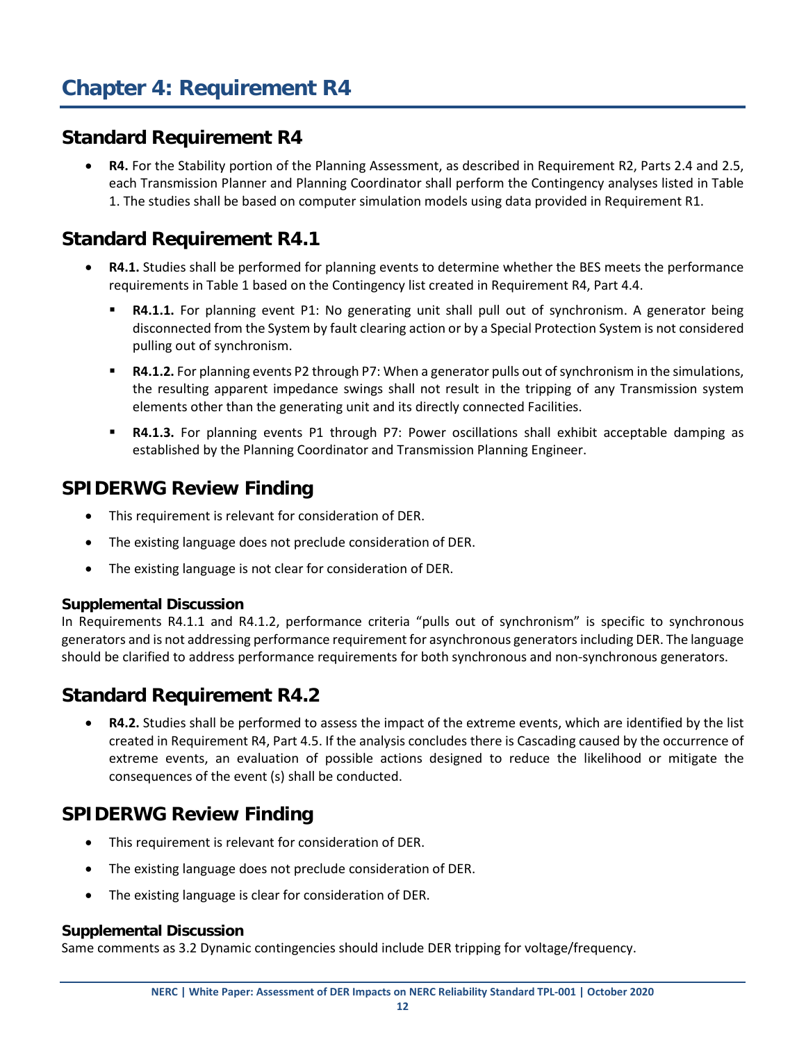# Chapter 4: Requirement R4

## Standard Requirement R4

- **R4.** For the Stability portion of the Planning Assessment, as described in Requirement R2, Parts 2.4 and 2.5, each Transmission Planner and Planning Coordinator shall perform the Contingency analyses listed in Table 1. The studies shall be based on computer simulation models using data provided in Requirement R1.

## Standard Requirement R4.1

- **R4.1.** Studies shall be performed for planning events to determine whether the BES meets the performance requirements in Table 1 based on the Contingency list created in Requirement R4, Part 4.4.
  - **R4.1.1.** For planning event P1: No generating unit shall pull out of synchronism. A generator being disconnected from the System by fault clearing action or by a Special Protection System is not considered pulling out of synchronism.
  - **R4.1.2.** For planning events P2 through P7: When a generator pulls out of synchronism in the simulations, the resulting apparent impedance swings shall not result in the tripping of any Transmission system elements other than the generating unit and its directly connected Facilities.
  - **R4.1.3.** For planning events P1 through P7: Power oscillations shall exhibit acceptable damping as established by the Planning Coordinator and Transmission Planning Engineer.

## SPIDERWG Review Finding

- This requirement is relevant for consideration of DER.
- The existing language does not preclude consideration of DER.
- The existing language is not clear for consideration of DER.

### Supplemental Discussion

In Requirements R4.1.1 and R4.1.2, performance criteria "pulls out of synchronism" is specific to synchronous generators and is not addressing performance requirement for asynchronous generators including DER. The language should be clarified to address performance requirements for both synchronous and non-synchronous generators.

## Standard Requirement R4.2

- **R4.2.** Studies shall be performed to assess the impact of the extreme events, which are identified by the list created in Requirement R4, Part 4.5. If the analysis concludes there is Cascading caused by the occurrence of extreme events, an evaluation of possible actions designed to reduce the likelihood or mitigate the consequences of the event (s) shall be conducted.

## SPIDERWG Review Finding

- This requirement is relevant for consideration of DER.
- The existing language does not preclude consideration of DER.
- The existing language is clear for consideration of DER.

### Supplemental Discussion

Same comments as 3.2 Dynamic contingencies should include DER tripping for voltage/frequency.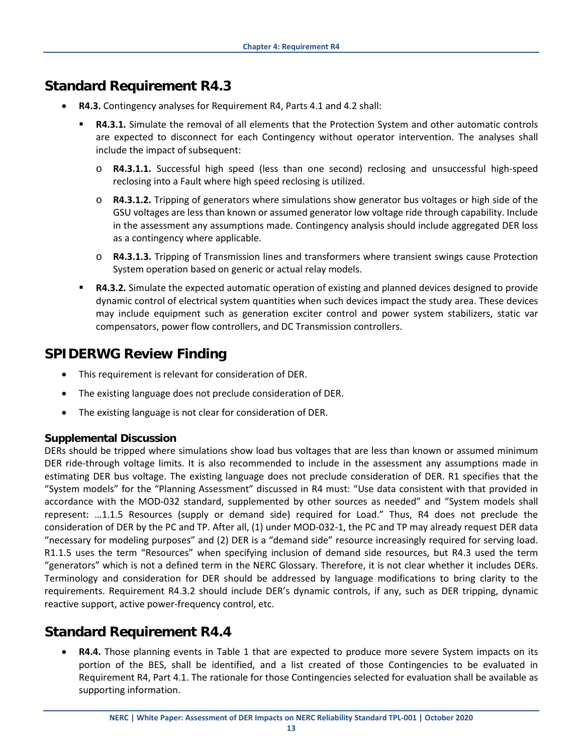## Standard Requirement R4.3

- **R4.3.** Contingency analyses for Requirement R4, Parts 4.1 and 4.2 shall:
  - **R4.3.1.** Simulate the removal of all elements that the Protection System and other automatic controls are expected to disconnect for each Contingency without operator intervention. The analyses shall include the impact of subsequent:
    - **R4.3.1.1.** Successful high speed (less than one second) reclosing and unsuccessful high-speed reclosing into a Fault where high speed reclosing is utilized.
    - **R4.3.1.2.** Tripping of generators where simulations show generator bus voltages or high side of the GSU voltages are less than known or assumed generator low voltage ride through capability. Include in the assessment any assumptions made. Contingency analysis should include aggregated DER loss as a contingency where applicable.
    - **R4.3.1.3.** Tripping of Transmission lines and transformers where transient swings cause Protection System operation based on generic or actual relay models.
  - **R4.3.2.** Simulate the expected automatic operation of existing and planned devices designed to provide dynamic control of electrical system quantities when such devices impact the study area. These devices may include equipment such as generation exciter control and power system stabilizers, static var compensators, power flow controllers, and DC Transmission controllers.

## SPIDERWG Review Finding

- This requirement is relevant for consideration of DER.
- The existing language does not preclude consideration of DER.
- The existing language is not clear for consideration of DER.

### Supplemental Discussion

DERs should be tripped where simulations show load bus voltages that are less than known or assumed minimum DER ride-through voltage limits. It is also recommended to include in the assessment any assumptions made in estimating DER bus voltage. The existing language does not preclude consideration of DER. R1 specifies that the "System models" for the "Planning Assessment" discussed in R4 must: "Use data consistent with that provided in accordance with the MOD-032 standard, supplemented by other sources as needed" and "System models shall represent: …1.1.5 Resources (supply or demand side) required for Load." Thus, R4 does not preclude the consideration of DER by the PC and TP. After all, (1) under MOD-032-1, the PC and TP may already request DER data "necessary for modeling purposes" and (2) DER is a "demand side" resource increasingly required for serving load. R1.1.5 uses the term "Resources" when specifying inclusion of demand side resources, but R4.3 used the term "generators" which is not a defined term in the NERC Glossary. Therefore, it is not clear whether it includes DERs. Terminology and consideration for DER should be addressed by language modifications to bring clarity to the requirements. Requirement R4.3.2 should include DER's dynamic controls, if any, such as DER tripping, dynamic reactive support, active power-frequency control, etc.

## Standard Requirement R4.4

- **R4.4.** Those planning events in Table 1 that are expected to produce more severe System impacts on its portion of the BES, shall be identified, and a list created of those Contingencies to be evaluated in Requirement R4, Part 4.1. The rationale for those Contingencies selected for evaluation shall be available as supporting information.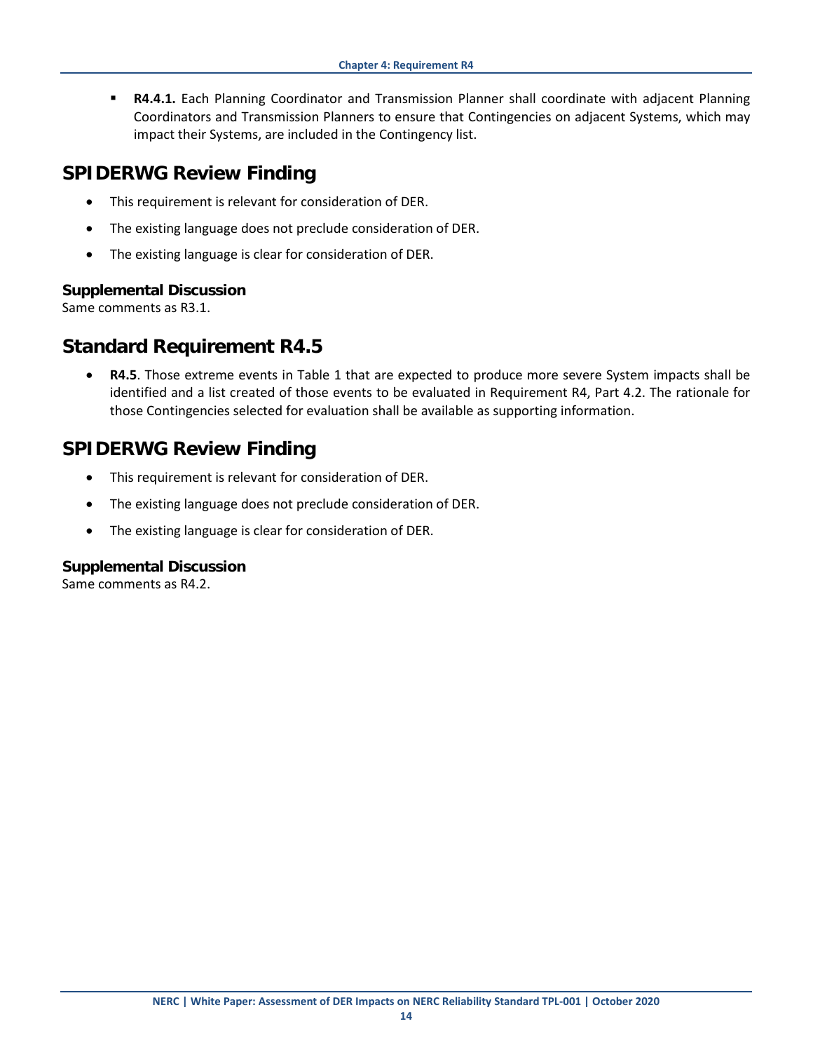- **R4.4.1.** Each Planning Coordinator and Transmission Planner shall coordinate with adjacent Planning Coordinators and Transmission Planners to ensure that Contingencies on adjacent Systems, which may impact their Systems, are included in the Contingency list.

## SPIDERWG Review Finding

- This requirement is relevant for consideration of DER.
- The existing language does not preclude consideration of DER.
- The existing language is clear for consideration of DER.

### Supplemental Discussion

Same comments as R3.1.

## Standard Requirement R4.5

- **R4.5**. Those extreme events in Table 1 that are expected to produce more severe System impacts shall be identified and a list created of those events to be evaluated in Requirement R4, Part 4.2. The rationale for those Contingencies selected for evaluation shall be available as supporting information.

## SPIDERWG Review Finding

- This requirement is relevant for consideration of DER.
- The existing language does not preclude consideration of DER.
- The existing language is clear for consideration of DER.

### Supplemental Discussion

Same comments as R4.2.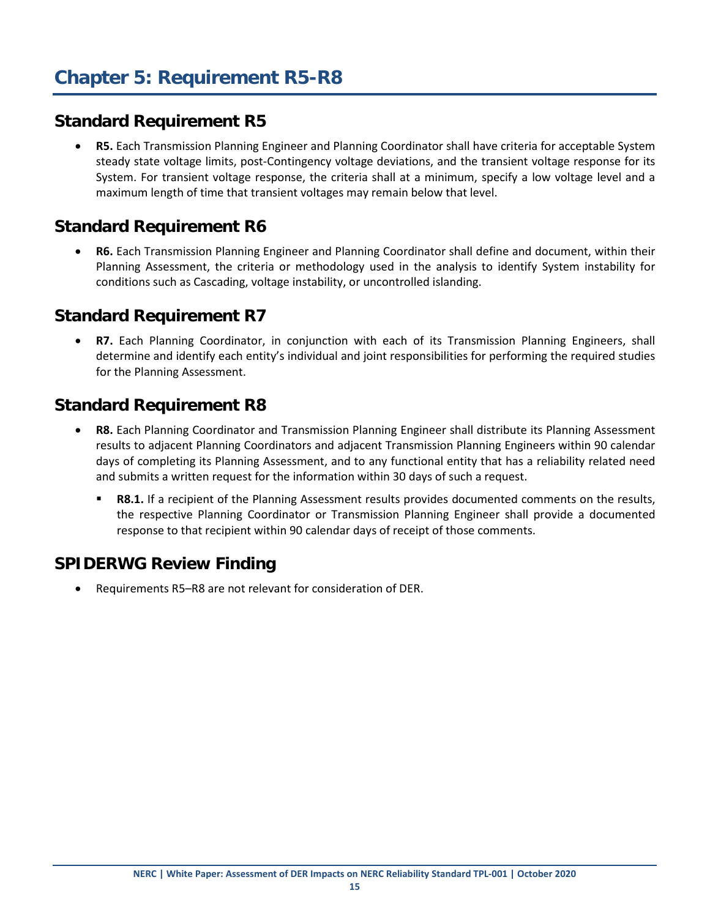# Chapter 5: Requirement R5-R8

## Standard Requirement R5

- **R5.** Each Transmission Planning Engineer and Planning Coordinator shall have criteria for acceptable System steady state voltage limits, post-Contingency voltage deviations, and the transient voltage response for its System. For transient voltage response, the criteria shall at a minimum, specify a low voltage level and a maximum length of time that transient voltages may remain below that level.

## Standard Requirement R6

- **R6.** Each Transmission Planning Engineer and Planning Coordinator shall define and document, within their Planning Assessment, the criteria or methodology used in the analysis to identify System instability for conditions such as Cascading, voltage instability, or uncontrolled islanding.

## Standard Requirement R7

- **R7.** Each Planning Coordinator, in conjunction with each of its Transmission Planning Engineers, shall determine and identify each entity's individual and joint responsibilities for performing the required studies for the Planning Assessment.

## Standard Requirement R8

- **R8.** Each Planning Coordinator and Transmission Planning Engineer shall distribute its Planning Assessment results to adjacent Planning Coordinators and adjacent Transmission Planning Engineers within 90 calendar days of completing its Planning Assessment, and to any functional entity that has a reliability related need and submits a written request for the information within 30 days of such a request.
  - **R8.1.** If a recipient of the Planning Assessment results provides documented comments on the results, the respective Planning Coordinator or Transmission Planning Engineer shall provide a documented response to that recipient within 90 calendar days of receipt of those comments.

## SPIDERWG Review Finding

- Requirements R5–R8 are not relevant for consideration of DER.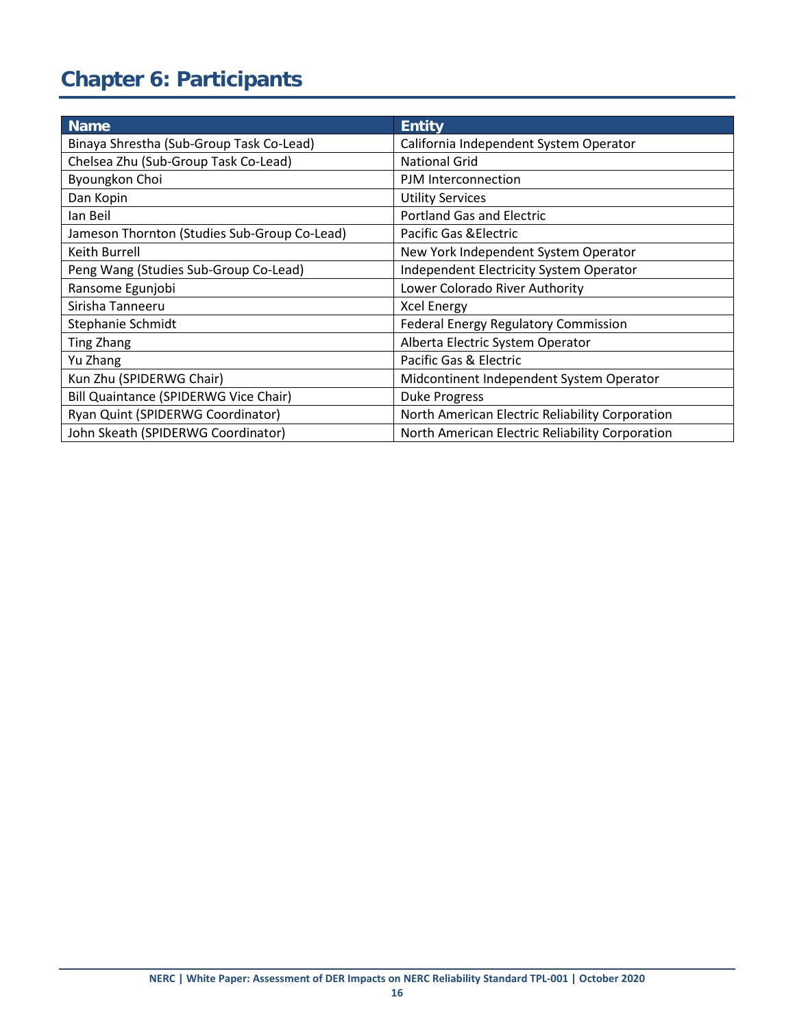# Chapter 6: Participants

| Name | Entity |
| --- | --- |
| Binaya Shrestha (Sub-Group Task Co-Lead) | California Independent System Operator |
| Chelsea Zhu (Sub-Group Task Co-Lead) | National Grid |
| Byoungkon Choi | PJM Interconnection |
| Dan Kopin | Utility Services |
| Ian Beil | Portland Gas and Electric |
| Jameson Thornton (Studies Sub-Group Co-Lead) | Pacific Gas &Electric |
| Keith Burrell | New York Independent System Operator |
| Peng Wang (Studies Sub-Group Co-Lead) | Independent Electricity System Operator |
| Ransome Egunjobi | Lower Colorado River Authority |
| Sirisha Tanneeru | Xcel Energy |
| Stephanie Schmidt | Federal Energy Regulatory Commission |
| Ting Zhang | Alberta Electric System Operator |
| Yu Zhang | Pacific Gas & Electric |
| Kun Zhu (SPIDERWG Chair) | Midcontinent Independent System Operator |
| Bill Quaintance (SPIDERWG Vice Chair) | Duke Progress |
| Ryan Quint (SPIDERWG Coordinator) | North American Electric Reliability Corporation |
| John Skeath (SPIDERWG Coordinator) | North American Electric Reliability Corporation |